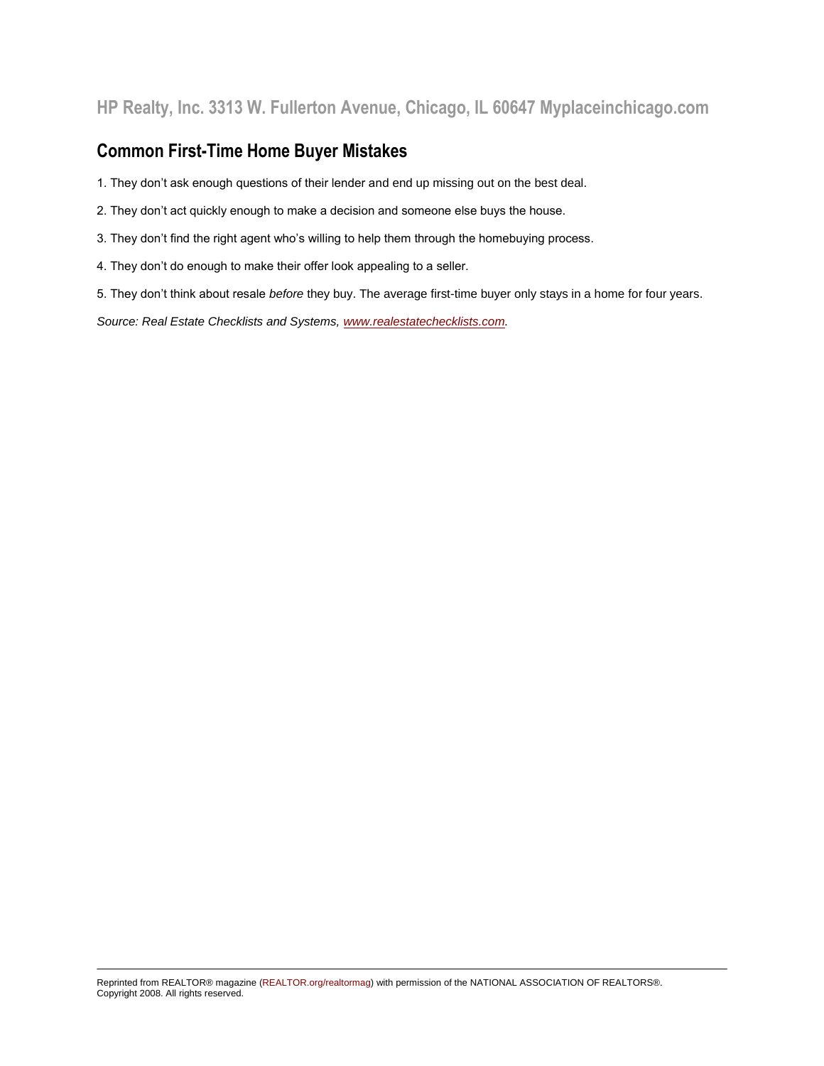HP Realty, Inc. 3313 W. Fullerton Avenue, Chicago, IL 60647 Myplaceinchicago.com

## Common First-Time Home Buyer Mistakes

1. They don't ask enough questions of their lender and end up missing out on the best deal.

2. They don't act quickly enough to make a decision and someone else buys the house.

3. They don't find the right agent who's willing to help them through the homebuying process.

4. They don't do enough to make their offer look appealing to a seller.

5. They don't think about resale *before* they buy. The average first-time buyer only stays in a home for four years.

*Source: Real Estate Checklists and Systems, www.realestatechecklists.com.*

Reprinted from REALTOR® magazine (REALTOR.org/realtormag) with permission of the NATIONAL ASSOCIATION OF REALTORS®. Copyright 2008. All rights reserved.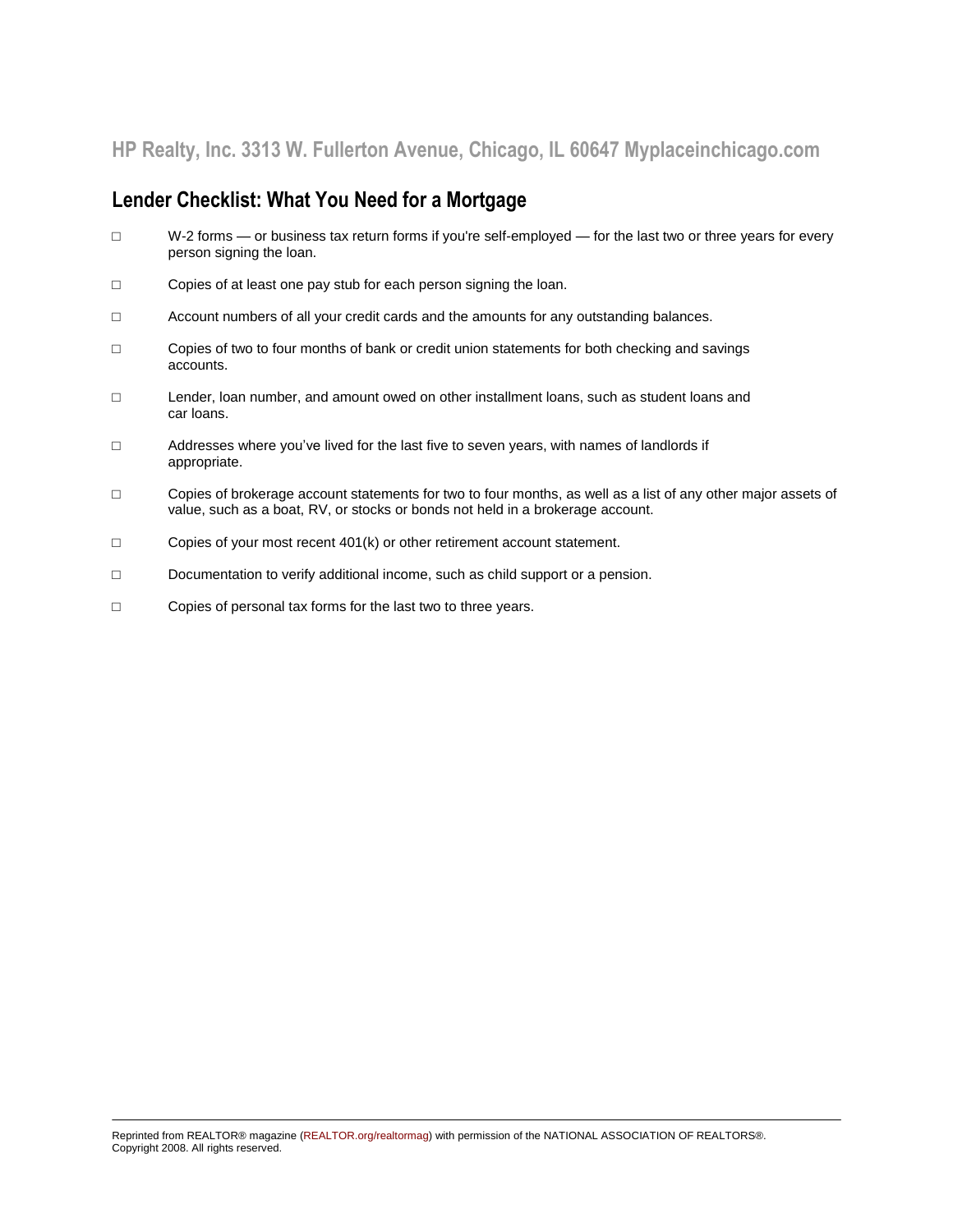HP Realty, Inc. 3313 W. Fullerton Avenue, Chicago, IL 60647 Myplaceinchicago.com

## Lender Checklist: What You Need for a Mortgage

- □ W-2 forms — or business tax return forms if you're self-employed — for the last two or three years for every person signing the loan.
- □ Copies of at least one pay stub for each person signing the loan.
- □ Account numbers of all your credit cards and the amounts for any outstanding balances.
- □ Copies of two to four months of bank or credit union statements for both checking and savings accounts.
- □ Lender, loan number, and amount owed on other installment loans, such as student loans and car loans.
- □ Addresses where you've lived for the last five to seven years, with names of landlords if appropriate.
- □ Copies of brokerage account statements for two to four months, as well as a list of any other major assets of value, such as a boat, RV, or stocks or bonds not held in a brokerage account.
- □ Copies of your most recent 401(k) or other retirement account statement.
- □ Documentation to verify additional income, such as child support or a pension.
- □ Copies of personal tax forms for the last two to three years.

---

Reprinted from REALTOR® magazine (REALTOR.org/realtormag) with permission of the NATIONAL ASSOCIATION OF REALTORS®. Copyright 2008. All rights reserved.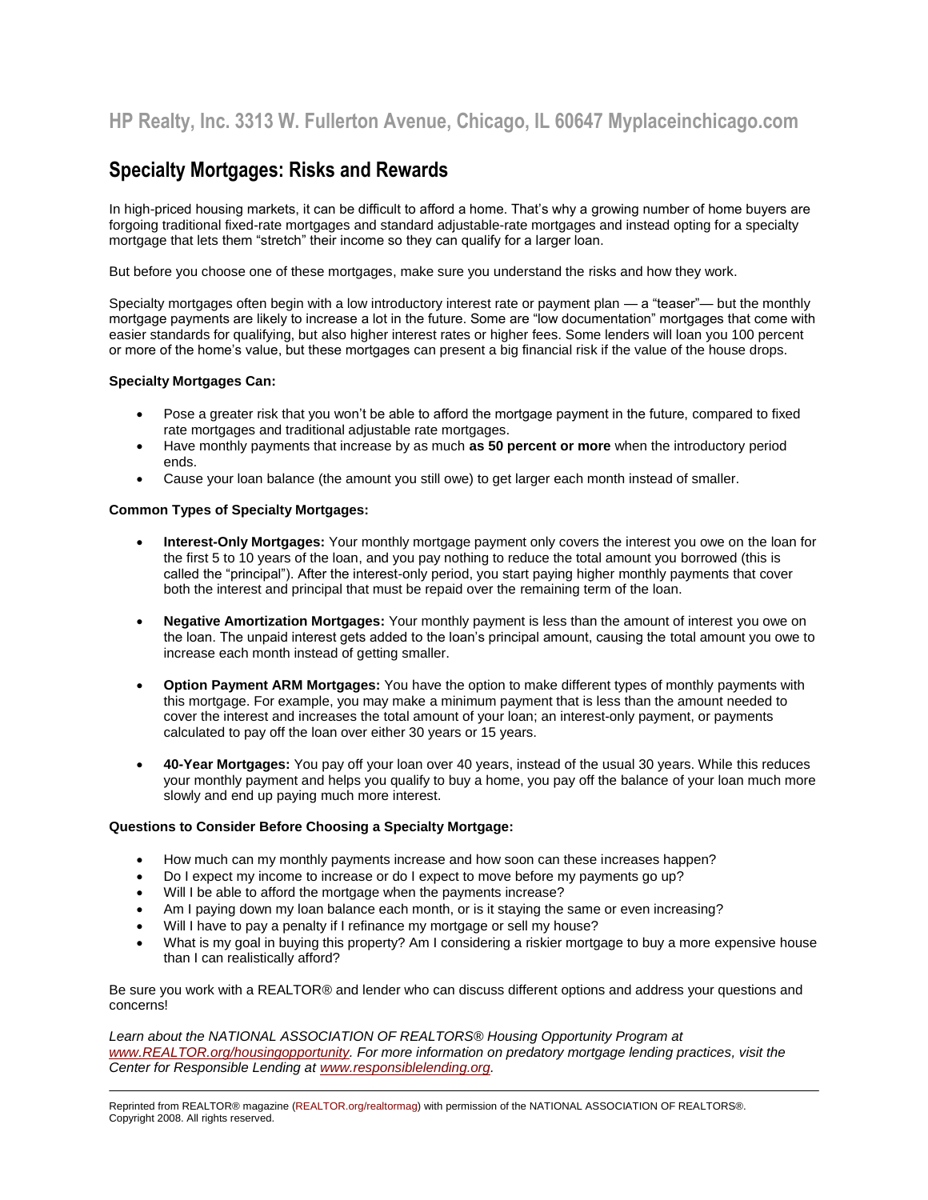HP Realty, Inc. 3313 W. Fullerton Avenue, Chicago, IL 60647 Myplaceinchicago.com

## Specialty Mortgages: Risks and Rewards

In high-priced housing markets, it can be difficult to afford a home. That's why a growing number of home buyers are forgoing traditional fixed-rate mortgages and standard adjustable-rate mortgages and instead opting for a specialty mortgage that lets them "stretch" their income so they can qualify for a larger loan.

But before you choose one of these mortgages, make sure you understand the risks and how they work.

Specialty mortgages often begin with a low introductory interest rate or payment plan — a "teaser"— but the monthly mortgage payments are likely to increase a lot in the future. Some are "low documentation" mortgages that come with easier standards for qualifying, but also higher interest rates or higher fees. Some lenders will loan you 100 percent or more of the home's value, but these mortgages can present a big financial risk if the value of the house drops.

**Specialty Mortgages Can:**

- Pose a greater risk that you won't be able to afford the mortgage payment in the future, compared to fixed rate mortgages and traditional adjustable rate mortgages.
- Have monthly payments that increase by as much **as 50 percent or more** when the introductory period ends.
- Cause your loan balance (the amount you still owe) to get larger each month instead of smaller.

**Common Types of Specialty Mortgages:**

- **Interest-Only Mortgages:** Your monthly mortgage payment only covers the interest you owe on the loan for the first 5 to 10 years of the loan, and you pay nothing to reduce the total amount you borrowed (this is called the "principal"). After the interest-only period, you start paying higher monthly payments that cover both the interest and principal that must be repaid over the remaining term of the loan.

- **Negative Amortization Mortgages:** Your monthly payment is less than the amount of interest you owe on the loan. The unpaid interest gets added to the loan's principal amount, causing the total amount you owe to increase each month instead of getting smaller.

- **Option Payment ARM Mortgages:** You have the option to make different types of monthly payments with this mortgage. For example, you may make a minimum payment that is less than the amount needed to cover the interest and increases the total amount of your loan; an interest-only payment, or payments calculated to pay off the loan over either 30 years or 15 years.

- **40-Year Mortgages:** You pay off your loan over 40 years, instead of the usual 30 years. While this reduces your monthly payment and helps you qualify to buy a home, you pay off the balance of your loan much more slowly and end up paying much more interest.

**Questions to Consider Before Choosing a Specialty Mortgage:**

- How much can my monthly payments increase and how soon can these increases happen?
- Do I expect my income to increase or do I expect to move before my payments go up?
- Will I be able to afford the mortgage when the payments increase?
- Am I paying down my loan balance each month, or is it staying the same or even increasing?
- Will I have to pay a penalty if I refinance my mortgage or sell my house?
- What is my goal in buying this property? Am I considering a riskier mortgage to buy a more expensive house than I can realistically afford?

Be sure you work with a REALTOR® and lender who can discuss different options and address your questions and concerns!

*Learn about the NATIONAL ASSOCIATION OF REALTORS® Housing Opportunity Program at www.REALTOR.org/housingopportunity. For more information on predatory mortgage lending practices, visit the Center for Responsible Lending at www.responsiblelending.org.*

---

Reprinted from REALTOR® magazine (REALTOR.org/realtormag) with permission of the NATIONAL ASSOCIATION OF REALTORS®. Copyright 2008. All rights reserved.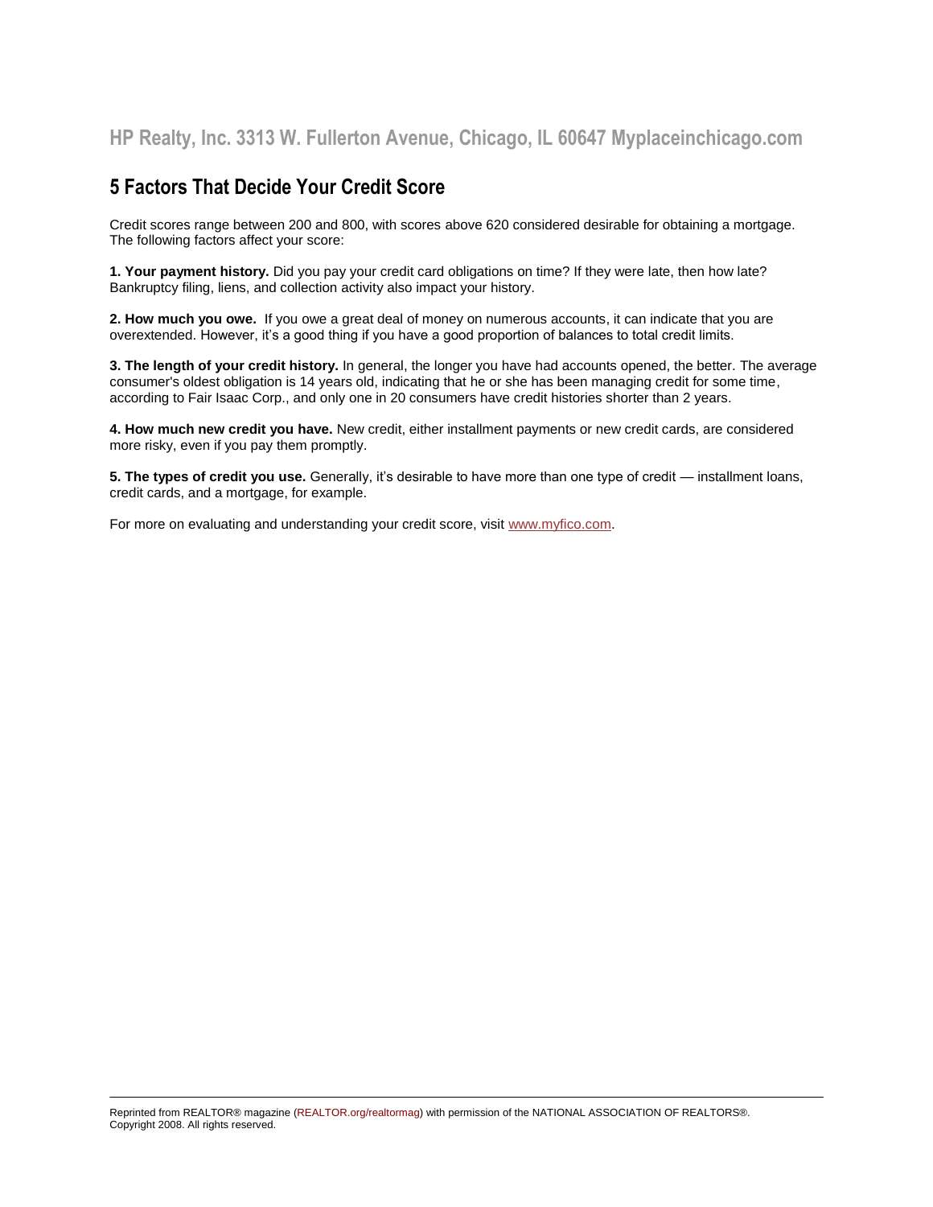HP Realty, Inc. 3313 W. Fullerton Avenue, Chicago, IL 60647 Myplaceinchicago.com

## 5 Factors That Decide Your Credit Score

Credit scores range between 200 and 800, with scores above 620 considered desirable for obtaining a mortgage. The following factors affect your score:

**1. Your payment history.** Did you pay your credit card obligations on time? If they were late, then how late? Bankruptcy filing, liens, and collection activity also impact your history.

**2. How much you owe.** If you owe a great deal of money on numerous accounts, it can indicate that you are overextended. However, it's a good thing if you have a good proportion of balances to total credit limits.

**3. The length of your credit history.** In general, the longer you have had accounts opened, the better. The average consumer's oldest obligation is 14 years old, indicating that he or she has been managing credit for some time, according to Fair Isaac Corp., and only one in 20 consumers have credit histories shorter than 2 years.

**4. How much new credit you have.** New credit, either installment payments or new credit cards, are considered more risky, even if you pay them promptly.

**5. The types of credit you use.** Generally, it's desirable to have more than one type of credit — installment loans, credit cards, and a mortgage, for example.

For more on evaluating and understanding your credit score, visit www.myfico.com.

Reprinted from REALTOR® magazine (REALTOR.org/realtormag) with permission of the NATIONAL ASSOCIATION OF REALTORS®. Copyright 2008. All rights reserved.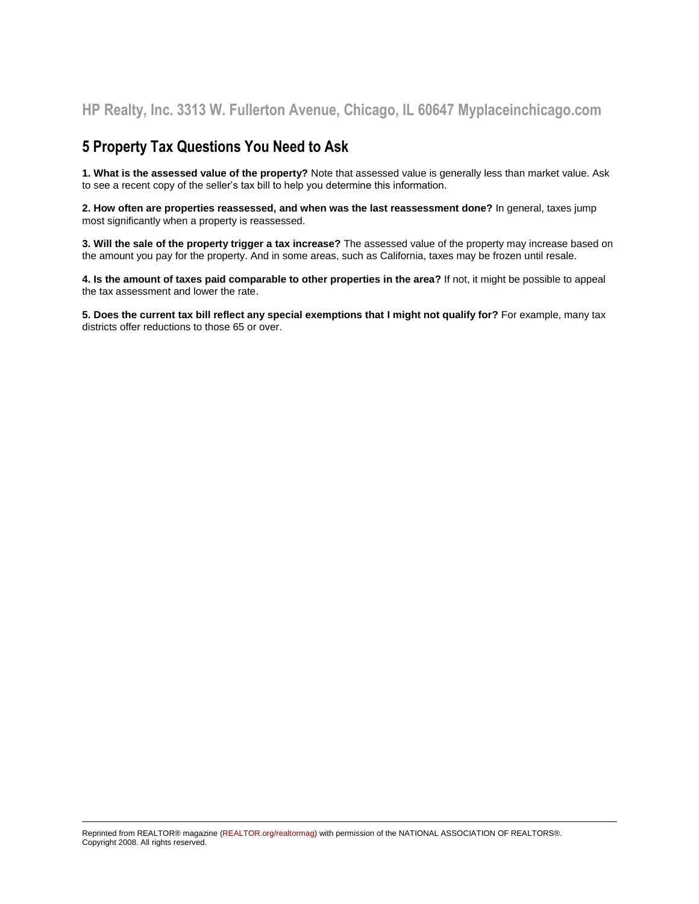## 5 Property Tax Questions You Need to Ask

**1. What is the assessed value of the property?** Note that assessed value is generally less than market value. Ask to see a recent copy of the seller's tax bill to help you determine this information.

**2. How often are properties reassessed, and when was the last reassessment done?** In general, taxes jump most significantly when a property is reassessed.

**3. Will the sale of the property trigger a tax increase?** The assessed value of the property may increase based on the amount you pay for the property. And in some areas, such as California, taxes may be frozen until resale.

**4. Is the amount of taxes paid comparable to other properties in the area?** If not, it might be possible to appeal the tax assessment and lower the rate.

**5. Does the current tax bill reflect any special exemptions that I might not qualify for?** For example, many tax districts offer reductions to those 65 or over.

---

Reprinted from REALTOR® magazine (REALTOR.org/realtormag) with permission of the NATIONAL ASSOCIATION OF REALTORS®. Copyright 2008. All rights reserved.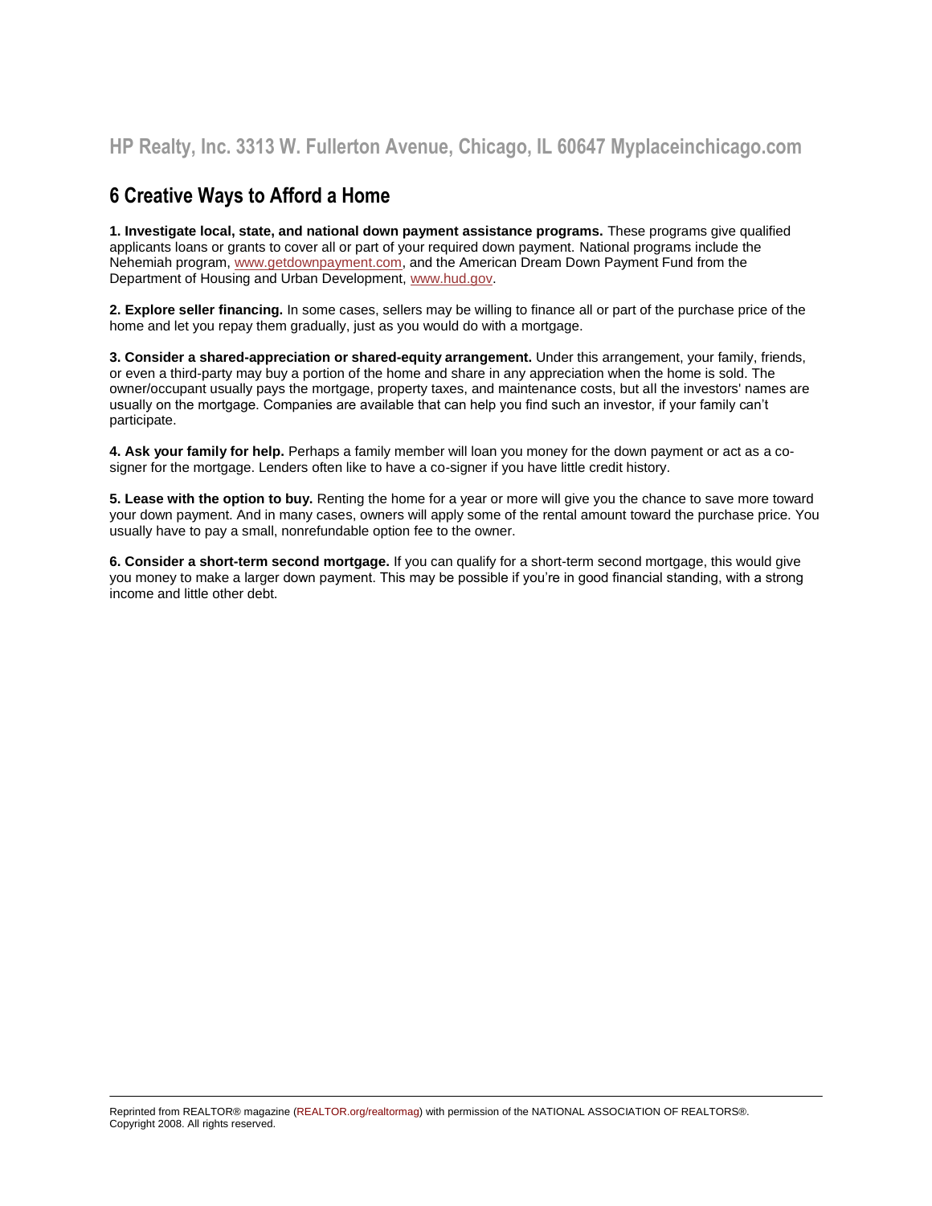## 6 Creative Ways to Afford a Home

**1. Investigate local, state, and national down payment assistance programs.** These programs give qualified applicants loans or grants to cover all or part of your required down payment. National programs include the Nehemiah program, www.getdownpayment.com, and the American Dream Down Payment Fund from the Department of Housing and Urban Development, www.hud.gov.

**2. Explore seller financing.** In some cases, sellers may be willing to finance all or part of the purchase price of the home and let you repay them gradually, just as you would do with a mortgage.

**3. Consider a shared-appreciation or shared-equity arrangement.** Under this arrangement, your family, friends, or even a third-party may buy a portion of the home and share in any appreciation when the home is sold. The owner/occupant usually pays the mortgage, property taxes, and maintenance costs, but all the investors' names are usually on the mortgage. Companies are available that can help you find such an investor, if your family can't participate.

**4. Ask your family for help.** Perhaps a family member will loan you money for the down payment or act as a co-signer for the mortgage. Lenders often like to have a co-signer if you have little credit history.

**5. Lease with the option to buy.** Renting the home for a year or more will give you the chance to save more toward your down payment. And in many cases, owners will apply some of the rental amount toward the purchase price. You usually have to pay a small, nonrefundable option fee to the owner.

**6. Consider a short-term second mortgage.** If you can qualify for a short-term second mortgage, this would give you money to make a larger down payment. This may be possible if you're in good financial standing, with a strong income and little other debt.

---

Reprinted from REALTOR® magazine (REALTOR.org/realtormag) with permission of the NATIONAL ASSOCIATION OF REALTORS®. Copyright 2008. All rights reserved.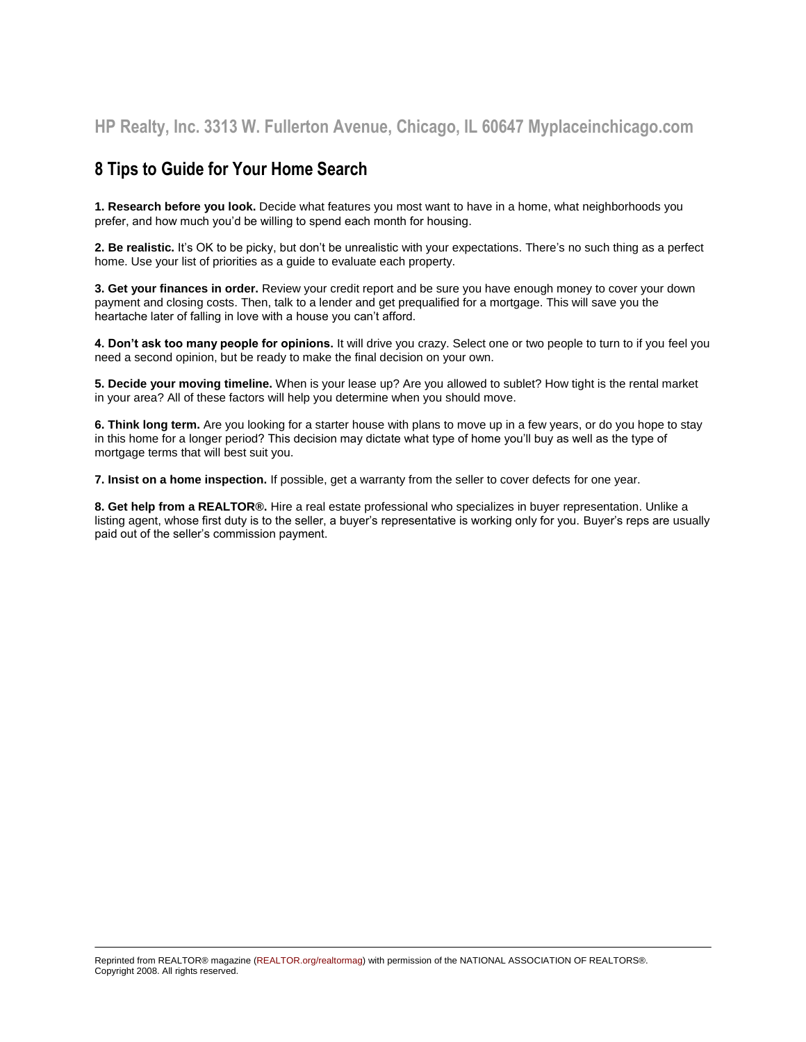HP Realty, Inc. 3313 W. Fullerton Avenue, Chicago, IL 60647 Myplaceinchicago.com

## 8 Tips to Guide for Your Home Search

**1. Research before you look.** Decide what features you most want to have in a home, what neighborhoods you prefer, and how much you'd be willing to spend each month for housing.

**2. Be realistic.** It's OK to be picky, but don't be unrealistic with your expectations. There's no such thing as a perfect home. Use your list of priorities as a guide to evaluate each property.

**3. Get your finances in order.** Review your credit report and be sure you have enough money to cover your down payment and closing costs. Then, talk to a lender and get prequalified for a mortgage. This will save you the heartache later of falling in love with a house you can't afford.

**4. Don't ask too many people for opinions.** It will drive you crazy. Select one or two people to turn to if you feel you need a second opinion, but be ready to make the final decision on your own.

**5. Decide your moving timeline.** When is your lease up? Are you allowed to sublet? How tight is the rental market in your area? All of these factors will help you determine when you should move.

**6. Think long term.** Are you looking for a starter house with plans to move up in a few years, or do you hope to stay in this home for a longer period? This decision may dictate what type of home you'll buy as well as the type of mortgage terms that will best suit you.

**7. Insist on a home inspection.** If possible, get a warranty from the seller to cover defects for one year.

**8. Get help from a REALTOR®.** Hire a real estate professional who specializes in buyer representation. Unlike a listing agent, whose first duty is to the seller, a buyer's representative is working only for you. Buyer's reps are usually paid out of the seller's commission payment.

---

Reprinted from REALTOR® magazine (REALTOR.org/realtormag) with permission of the NATIONAL ASSOCIATION OF REALTORS®. Copyright 2008. All rights reserved.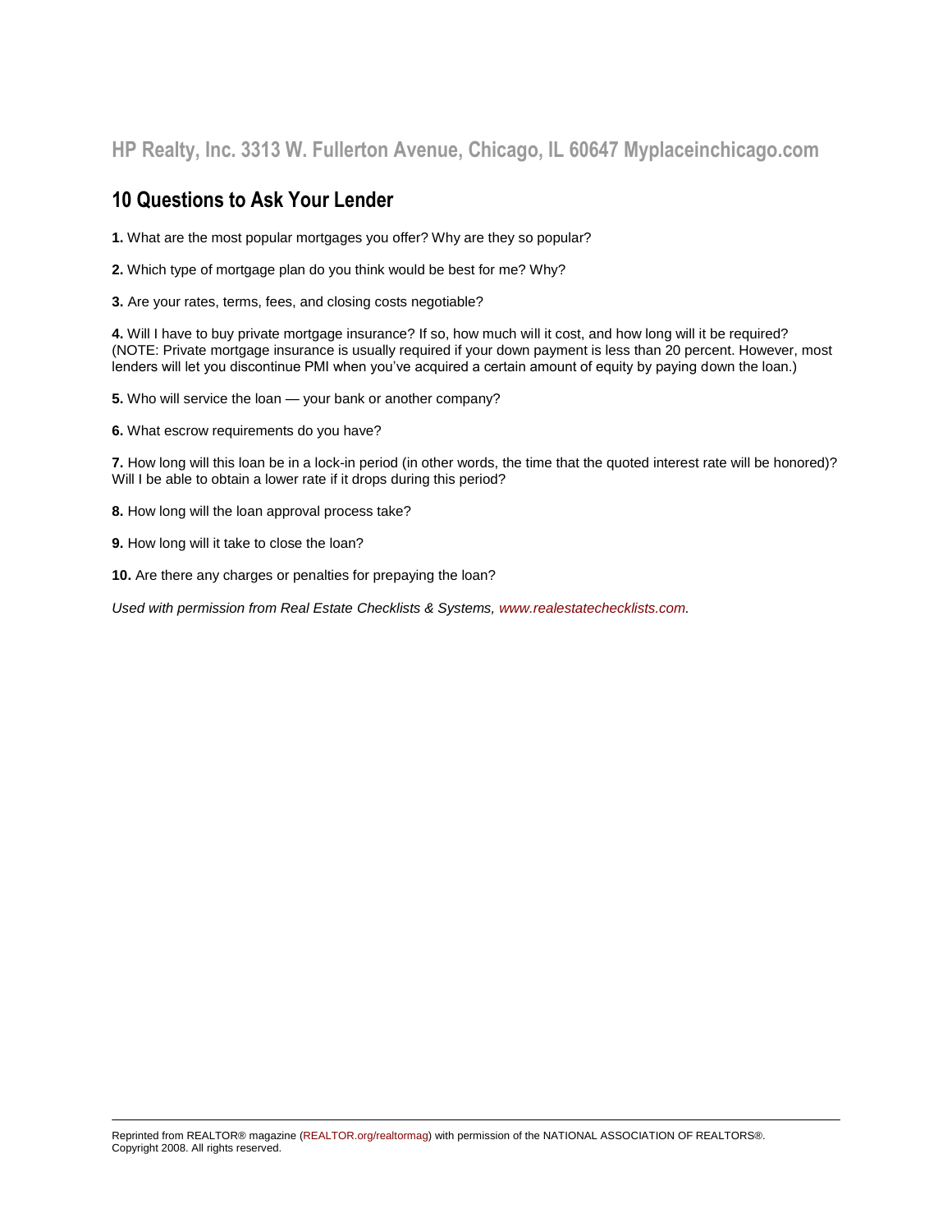HP Realty, Inc. 3313 W. Fullerton Avenue, Chicago, IL 60647 Myplaceinchicago.com

## 10 Questions to Ask Your Lender

**1.** What are the most popular mortgages you offer? Why are they so popular?

**2.** Which type of mortgage plan do you think would be best for me? Why?

**3.** Are your rates, terms, fees, and closing costs negotiable?

**4.** Will I have to buy private mortgage insurance? If so, how much will it cost, and how long will it be required? (NOTE: Private mortgage insurance is usually required if your down payment is less than 20 percent. However, most lenders will let you discontinue PMI when you've acquired a certain amount of equity by paying down the loan.)

**5.** Who will service the loan — your bank or another company?

**6.** What escrow requirements do you have?

**7.** How long will this loan be in a lock-in period (in other words, the time that the quoted interest rate will be honored)? Will I be able to obtain a lower rate if it drops during this period?

**8.** How long will the loan approval process take?

**9.** How long will it take to close the loan?

**10.** Are there any charges or penalties for prepaying the loan?

*Used with permission from Real Estate Checklists & Systems, www.realestatechecklists.com.*

Reprinted from REALTOR® magazine (REALTOR.org/realtormag) with permission of the NATIONAL ASSOCIATION OF REALTORS®. Copyright 2008. All rights reserved.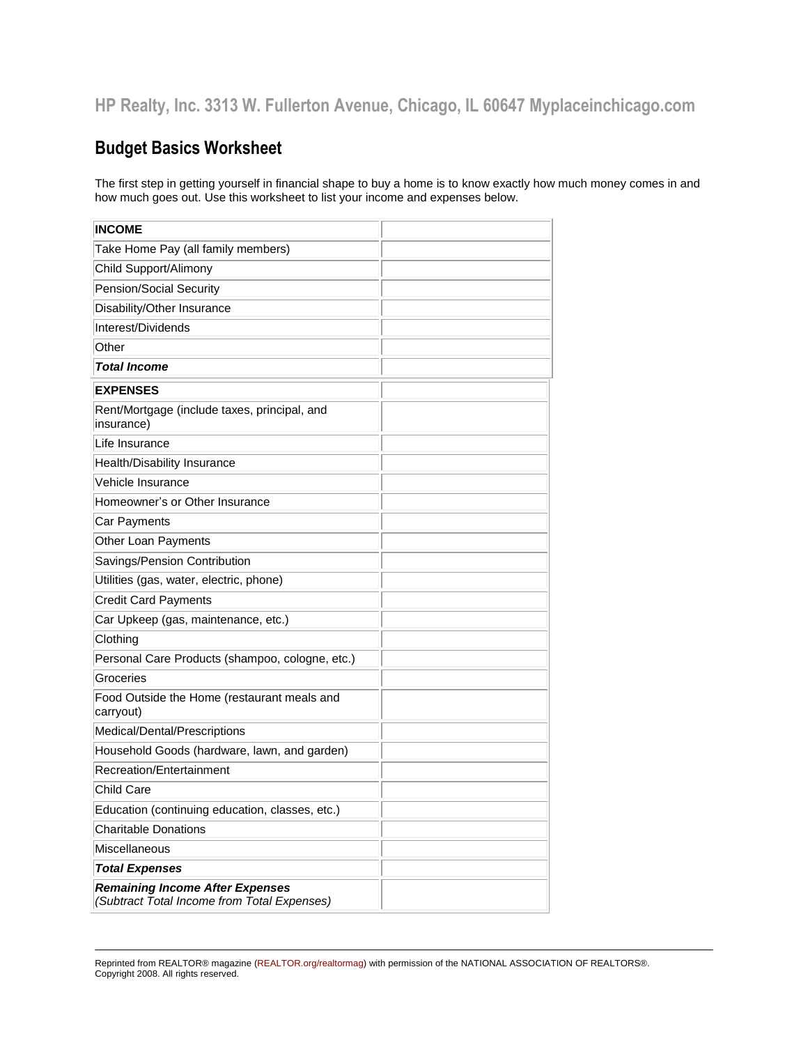HP Realty, Inc. 3313 W. Fullerton Avenue, Chicago, IL 60647 Myplaceinchicago.com

## Budget Basics Worksheet

The first step in getting yourself in financial shape to buy a home is to know exactly how much money comes in and how much goes out. Use this worksheet to list your income and expenses below.

| | |
|---|---|
| **INCOME** | |
| Take Home Pay (all family members) | |
| Child Support/Alimony | |
| Pension/Social Security | |
| Disability/Other Insurance | |
| Interest/Dividends | |
| Other | |
| ***Total Income*** | |
| **EXPENSES** | |
| Rent/Mortgage (include taxes, principal, and insurance) | |
| Life Insurance | |
| Health/Disability Insurance | |
| Vehicle Insurance | |
| Homeowner’s or Other Insurance | |
| Car Payments | |
| Other Loan Payments | |
| Savings/Pension Contribution | |
| Utilities (gas, water, electric, phone) | |
| Credit Card Payments | |
| Car Upkeep (gas, maintenance, etc.) | |
| Clothing | |
| Personal Care Products (shampoo, cologne, etc.) | |
| Groceries | |
| Food Outside the Home (restaurant meals and carryout) | |
| Medical/Dental/Prescriptions | |
| Household Goods (hardware, lawn, and garden) | |
| Recreation/Entertainment | |
| Child Care | |
| Education (continuing education, classes, etc.) | |
| Charitable Donations | |
| Miscellaneous | |
| ***Total Expenses*** | |
| ***Remaining Income After Expenses*** *(Subtract Total Income from Total Expenses)* | |

---

Reprinted from REALTOR® magazine (REALTOR.org/realtormag) with permission of the NATIONAL ASSOCIATION OF REALTORS®. Copyright 2008. All rights reserved.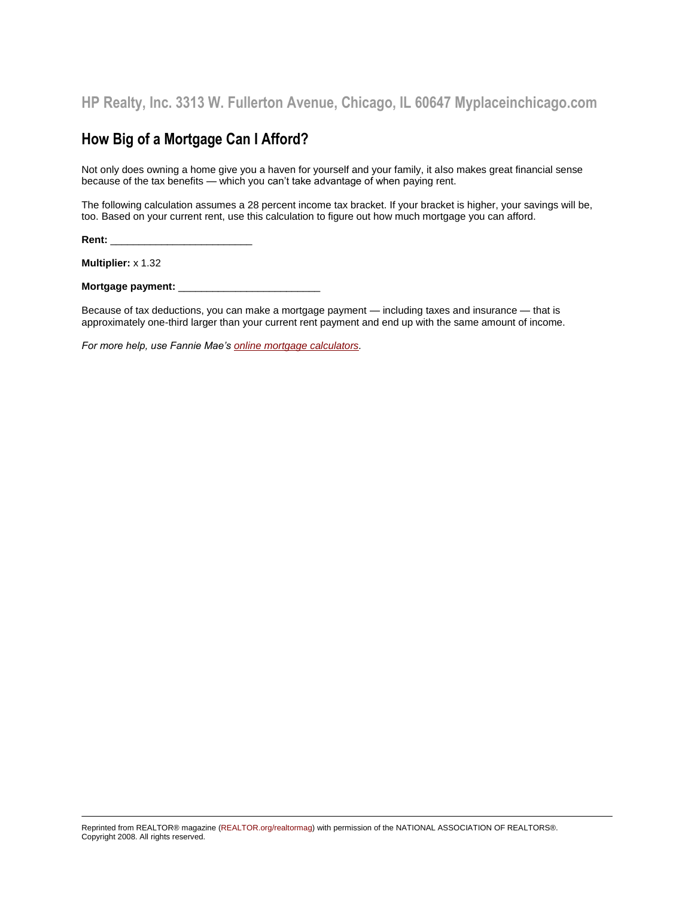HP Realty, Inc. 3313 W. Fullerton Avenue, Chicago, IL 60647 Myplaceinchicago.com

## How Big of a Mortgage Can I Afford?

Not only does owning a home give you a haven for yourself and your family, it also makes great financial sense because of the tax benefits — which you can't take advantage of when paying rent.

The following calculation assumes a 28 percent income tax bracket. If your bracket is higher, your savings will be, too. Based on your current rent, use this calculation to figure out how much mortgage you can afford.

**Rent:** ________________________

**Multiplier:** x 1.32

**Mortgage payment:** ________________________

Because of tax deductions, you can make a mortgage payment — including taxes and insurance — that is approximately one-third larger than your current rent payment and end up with the same amount of income.

*For more help, use Fannie Mae's online mortgage calculators.*

Reprinted from REALTOR® magazine (REALTOR.org/realtormag) with permission of the NATIONAL ASSOCIATION OF REALTORS®. Copyright 2008. All rights reserved.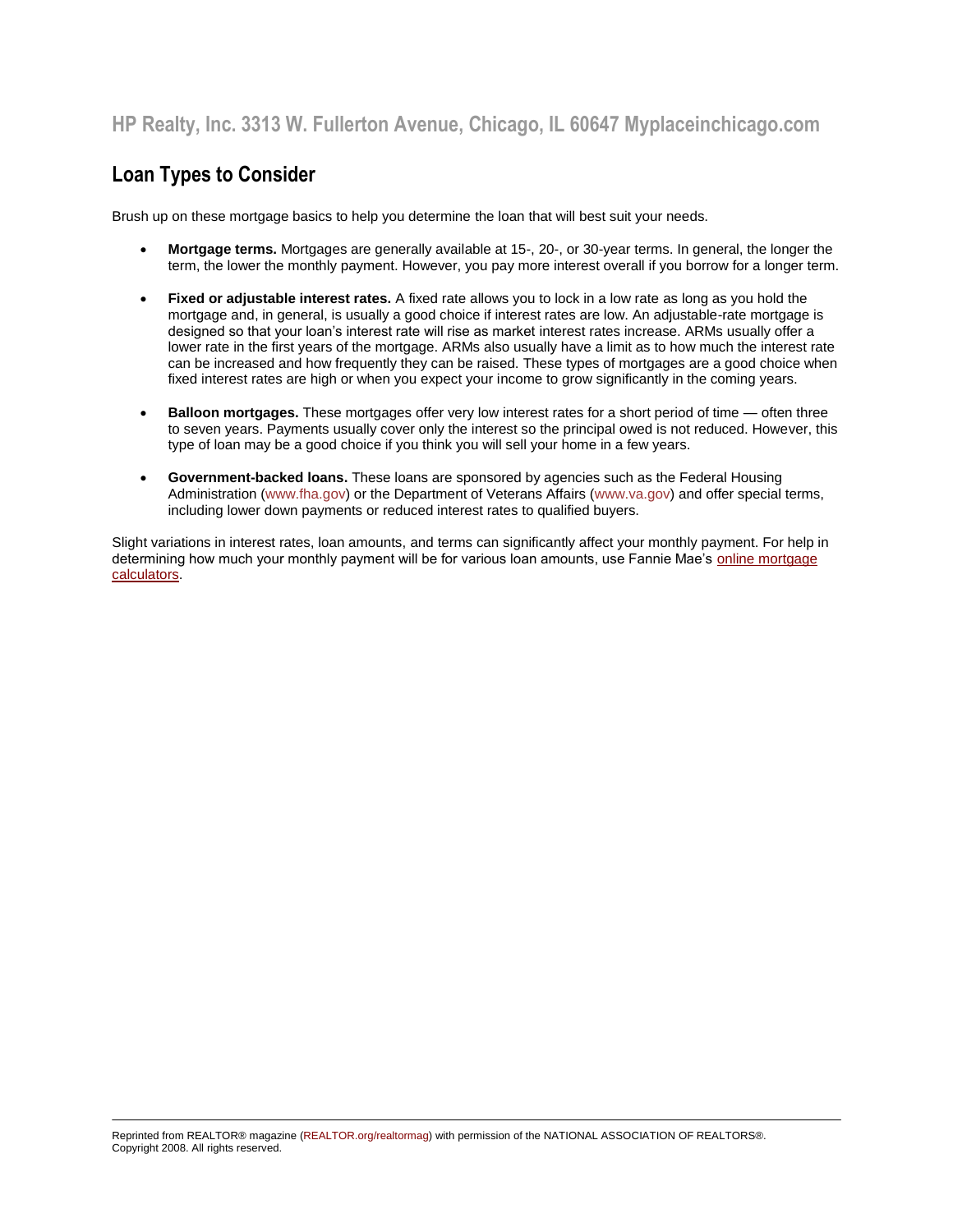HP Realty, Inc. 3313 W. Fullerton Avenue, Chicago, IL 60647 Myplaceinchicago.com

## Loan Types to Consider

Brush up on these mortgage basics to help you determine the loan that will best suit your needs.

- **Mortgage terms.** Mortgages are generally available at 15-, 20-, or 30-year terms. In general, the longer the term, the lower the monthly payment. However, you pay more interest overall if you borrow for a longer term.

- **Fixed or adjustable interest rates.** A fixed rate allows you to lock in a low rate as long as you hold the mortgage and, in general, is usually a good choice if interest rates are low. An adjustable-rate mortgage is designed so that your loan's interest rate will rise as market interest rates increase. ARMs usually offer a lower rate in the first years of the mortgage. ARMs also usually have a limit as to how much the interest rate can be increased and how frequently they can be raised. These types of mortgages are a good choice when fixed interest rates are high or when you expect your income to grow significantly in the coming years.

- **Balloon mortgages.** These mortgages offer very low interest rates for a short period of time — often three to seven years. Payments usually cover only the interest so the principal owed is not reduced. However, this type of loan may be a good choice if you think you will sell your home in a few years.

- **Government-backed loans.** These loans are sponsored by agencies such as the Federal Housing Administration (www.fha.gov) or the Department of Veterans Affairs (www.va.gov) and offer special terms, including lower down payments or reduced interest rates to qualified buyers.

Slight variations in interest rates, loan amounts, and terms can significantly affect your monthly payment. For help in determining how much your monthly payment will be for various loan amounts, use Fannie Mae's online mortgage calculators.

Reprinted from REALTOR® magazine (REALTOR.org/realtormag) with permission of the NATIONAL ASSOCIATION OF REALTORS®. Copyright 2008. All rights reserved.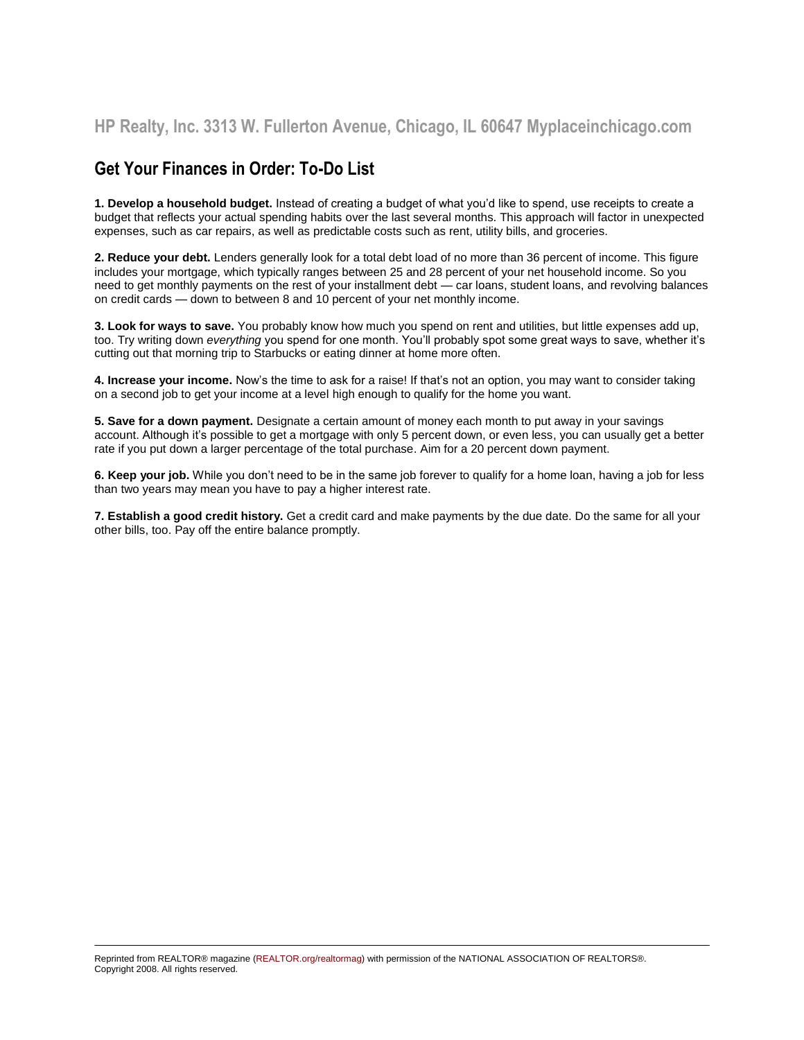HP Realty, Inc. 3313 W. Fullerton Avenue, Chicago, IL 60647 Myplaceinchicago.com

## Get Your Finances in Order: To-Do List

**1. Develop a household budget.** Instead of creating a budget of what you'd like to spend, use receipts to create a budget that reflects your actual spending habits over the last several months. This approach will factor in unexpected expenses, such as car repairs, as well as predictable costs such as rent, utility bills, and groceries.

**2. Reduce your debt.** Lenders generally look for a total debt load of no more than 36 percent of income. This figure includes your mortgage, which typically ranges between 25 and 28 percent of your net household income. So you need to get monthly payments on the rest of your installment debt — car loans, student loans, and revolving balances on credit cards — down to between 8 and 10 percent of your net monthly income.

**3. Look for ways to save.** You probably know how much you spend on rent and utilities, but little expenses add up, too. Try writing down *everything* you spend for one month. You'll probably spot some great ways to save, whether it's cutting out that morning trip to Starbucks or eating dinner at home more often.

**4. Increase your income.** Now's the time to ask for a raise! If that's not an option, you may want to consider taking on a second job to get your income at a level high enough to qualify for the home you want.

**5. Save for a down payment.** Designate a certain amount of money each month to put away in your savings account. Although it's possible to get a mortgage with only 5 percent down, or even less, you can usually get a better rate if you put down a larger percentage of the total purchase. Aim for a 20 percent down payment.

**6. Keep your job.** While you don't need to be in the same job forever to qualify for a home loan, having a job for less than two years may mean you have to pay a higher interest rate.

**7. Establish a good credit history.** Get a credit card and make payments by the due date. Do the same for all your other bills, too. Pay off the entire balance promptly.

---

Reprinted from REALTOR® magazine (REALTOR.org/realtormag) with permission of the NATIONAL ASSOCIATION OF REALTORS®. Copyright 2008. All rights reserved.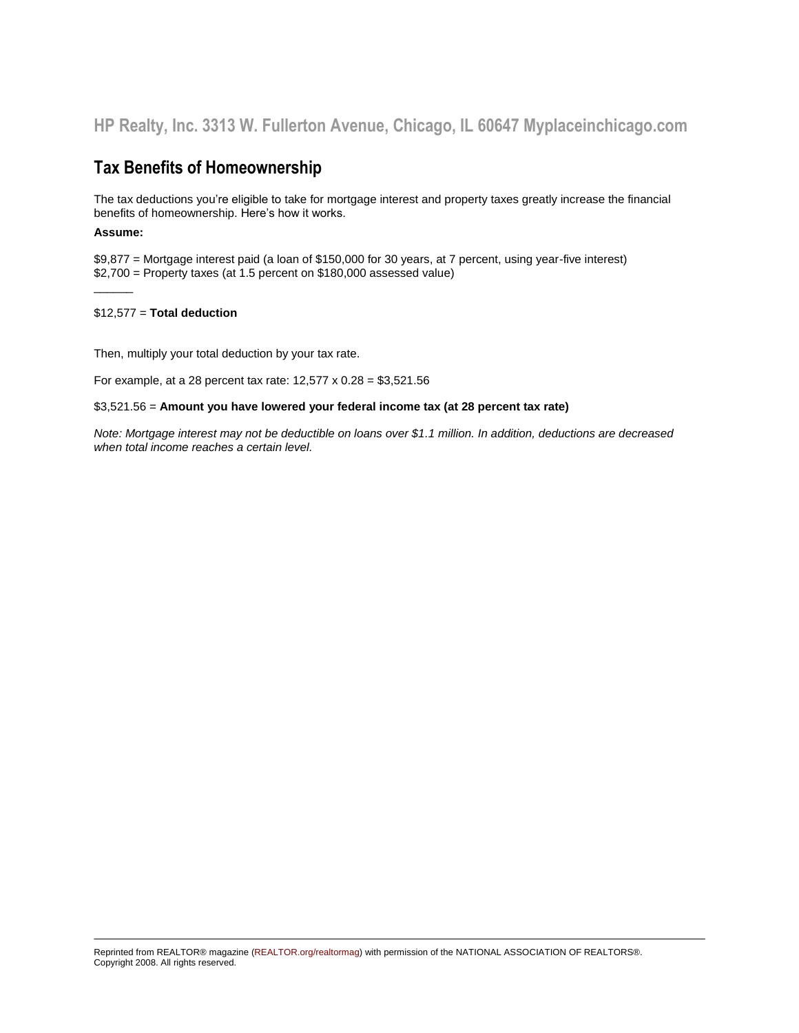HP Realty, Inc. 3313 W. Fullerton Avenue, Chicago, IL 60647 Myplaceinchicago.com

## Tax Benefits of Homeownership

The tax deductions you're eligible to take for mortgage interest and property taxes greatly increase the financial benefits of homeownership. Here's how it works.

**Assume:**

$9,877 = Mortgage interest paid (a loan of $150,000 for 30 years, at 7 percent, using year-five interest)
$2,700 = Property taxes (at 1.5 percent on $180,000 assessed value)

______

$12,577 = **Total deduction**

Then, multiply your total deduction by your tax rate.

For example, at a 28 percent tax rate: 12,577 x 0.28 = $3,521.56

$3,521.56 = **Amount you have lowered your federal income tax (at 28 percent tax rate)**

*Note: Mortgage interest may not be deductible on loans over $1.1 million. In addition, deductions are decreased when total income reaches a certain level.*

---

Reprinted from REALTOR® magazine (REALTOR.org/realtormag) with permission of the NATIONAL ASSOCIATION OF REALTORS®. Copyright 2008. All rights reserved.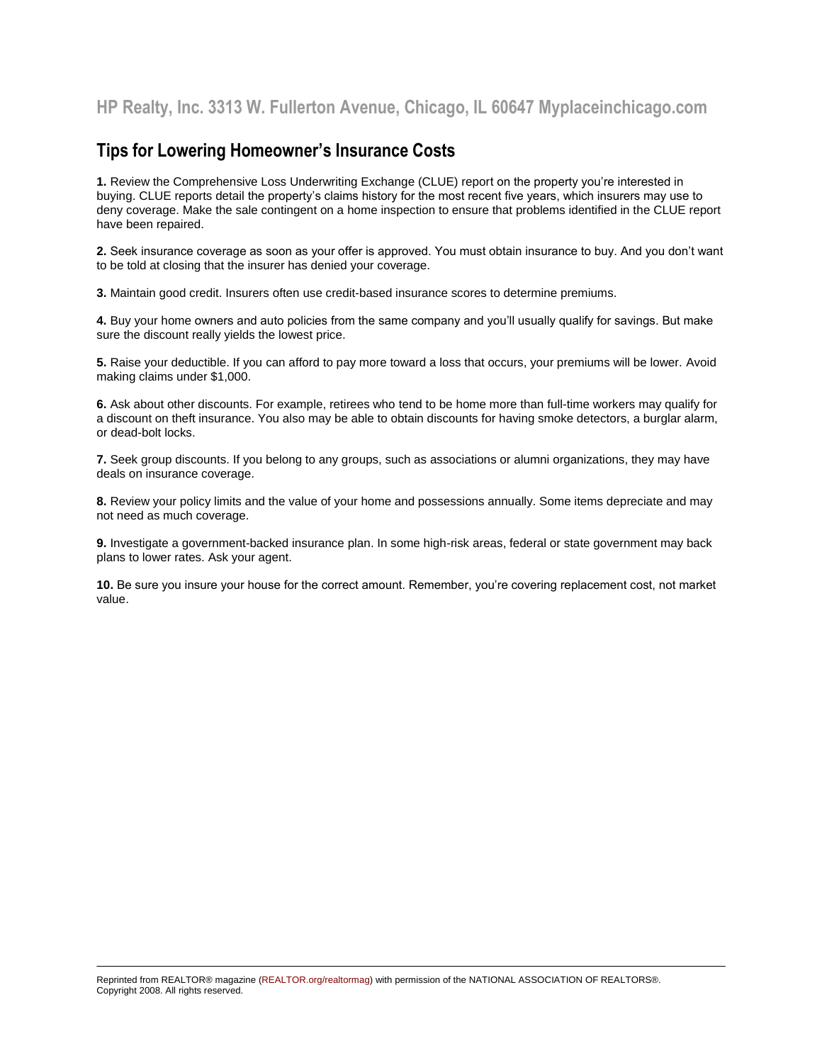HP Realty, Inc. 3313 W. Fullerton Avenue, Chicago, IL 60647 Myplaceinchicago.com

## Tips for Lowering Homeowner's Insurance Costs

**1.** Review the Comprehensive Loss Underwriting Exchange (CLUE) report on the property you're interested in buying. CLUE reports detail the property's claims history for the most recent five years, which insurers may use to deny coverage. Make the sale contingent on a home inspection to ensure that problems identified in the CLUE report have been repaired.

**2.** Seek insurance coverage as soon as your offer is approved. You must obtain insurance to buy. And you don't want to be told at closing that the insurer has denied your coverage.

**3.** Maintain good credit. Insurers often use credit-based insurance scores to determine premiums.

**4.** Buy your home owners and auto policies from the same company and you'll usually qualify for savings. But make sure the discount really yields the lowest price.

**5.** Raise your deductible. If you can afford to pay more toward a loss that occurs, your premiums will be lower. Avoid making claims under $1,000.

**6.** Ask about other discounts. For example, retirees who tend to be home more than full-time workers may qualify for a discount on theft insurance. You also may be able to obtain discounts for having smoke detectors, a burglar alarm, or dead-bolt locks.

**7.** Seek group discounts. If you belong to any groups, such as associations or alumni organizations, they may have deals on insurance coverage.

**8.** Review your policy limits and the value of your home and possessions annually. Some items depreciate and may not need as much coverage.

**9.** Investigate a government-backed insurance plan. In some high-risk areas, federal or state government may back plans to lower rates. Ask your agent.

**10.** Be sure you insure your house for the correct amount. Remember, you're covering replacement cost, not market value.

Reprinted from REALTOR® magazine (REALTOR.org/realtormag) with permission of the NATIONAL ASSOCIATION OF REALTORS®. Copyright 2008. All rights reserved.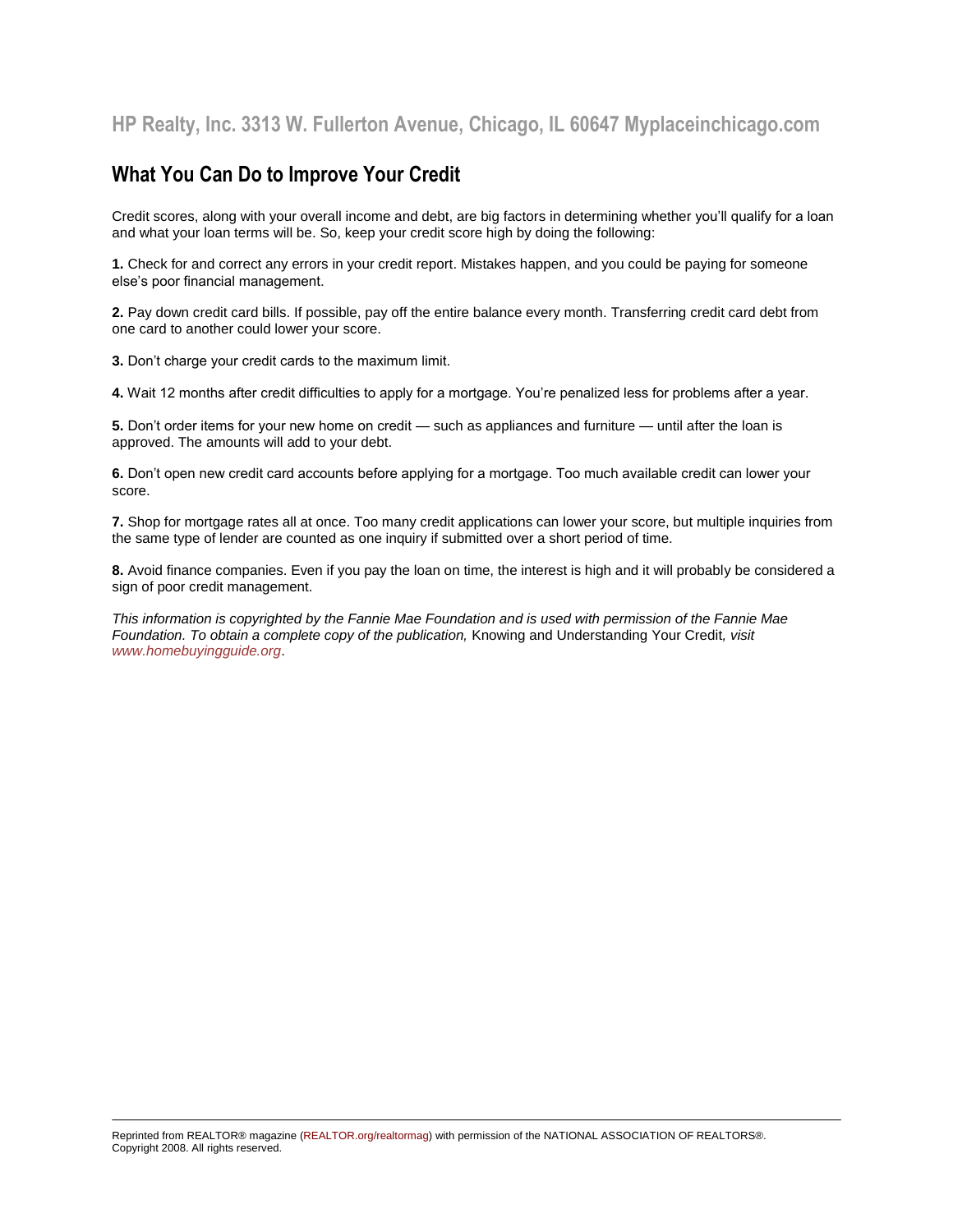HP Realty, Inc. 3313 W. Fullerton Avenue, Chicago, IL 60647 Myplaceinchicago.com

## What You Can Do to Improve Your Credit

Credit scores, along with your overall income and debt, are big factors in determining whether you'll qualify for a loan and what your loan terms will be. So, keep your credit score high by doing the following:

**1.** Check for and correct any errors in your credit report. Mistakes happen, and you could be paying for someone else's poor financial management.

**2.** Pay down credit card bills. If possible, pay off the entire balance every month. Transferring credit card debt from one card to another could lower your score.

**3.** Don't charge your credit cards to the maximum limit.

**4.** Wait 12 months after credit difficulties to apply for a mortgage. You're penalized less for problems after a year.

**5.** Don't order items for your new home on credit — such as appliances and furniture — until after the loan is approved. The amounts will add to your debt.

**6.** Don't open new credit card accounts before applying for a mortgage. Too much available credit can lower your score.

**7.** Shop for mortgage rates all at once. Too many credit applications can lower your score, but multiple inquiries from the same type of lender are counted as one inquiry if submitted over a short period of time.

**8.** Avoid finance companies. Even if you pay the loan on time, the interest is high and it will probably be considered a sign of poor credit management.

*This information is copyrighted by the Fannie Mae Foundation and is used with permission of the Fannie Mae Foundation. To obtain a complete copy of the publication,* Knowing and Understanding Your Credit, *visit www.homebuyingguide.org*.

Reprinted from REALTOR® magazine (REALTOR.org/realtormag) with permission of the NATIONAL ASSOCIATION OF REALTORS®. Copyright 2008. All rights reserved.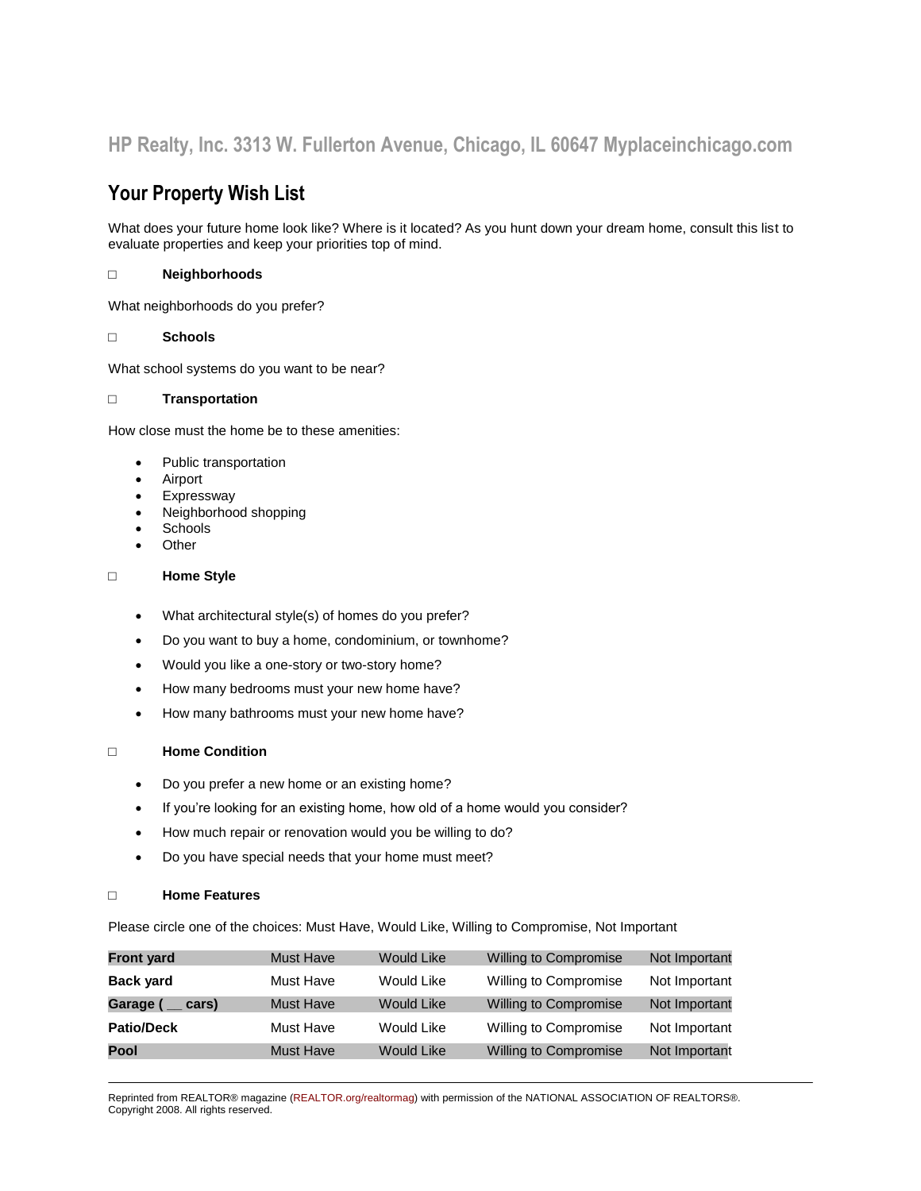HP Realty, Inc. 3313 W. Fullerton Avenue, Chicago, IL 60647 Myplaceinchicago.com

## Your Property Wish List

What does your future home look like? Where is it located? As you hunt down your dream home, consult this list to evaluate properties and keep your priorities top of mind.

□ **Neighborhoods**

What neighborhoods do you prefer?

□ **Schools**

What school systems do you want to be near?

□ **Transportation**

How close must the home be to these amenities:

- Public transportation
- Airport
- Expressway
- Neighborhood shopping
- Schools
- Other

□ **Home Style**

- What architectural style(s) of homes do you prefer?
- Do you want to buy a home, condominium, or townhome?
- Would you like a one-story or two-story home?
- How many bedrooms must your new home have?
- How many bathrooms must your new home have?

□ **Home Condition**

- Do you prefer a new home or an existing home?
- If you're looking for an existing home, how old of a home would you consider?
- How much repair or renovation would you be willing to do?
- Do you have special needs that your home must meet?

□ **Home Features**

Please circle one of the choices: Must Have, Would Like, Willing to Compromise, Not Important

| | | | | |
|---|---|---|---|---|
| **Front yard** | Must Have | Would Like | Willing to Compromise | Not Important |
| **Back yard** | Must Have | Would Like | Willing to Compromise | Not Important |
| **Garage ( __ cars)** | Must Have | Would Like | Willing to Compromise | Not Important |
| **Patio/Deck** | Must Have | Would Like | Willing to Compromise | Not Important |
| **Pool** | Must Have | Would Like | Willing to Compromise | Not Important |

---

Reprinted from REALTOR® magazine (REALTOR.org/realtormag) with permission of the NATIONAL ASSOCIATION OF REALTORS®. Copyright 2008. All rights reserved.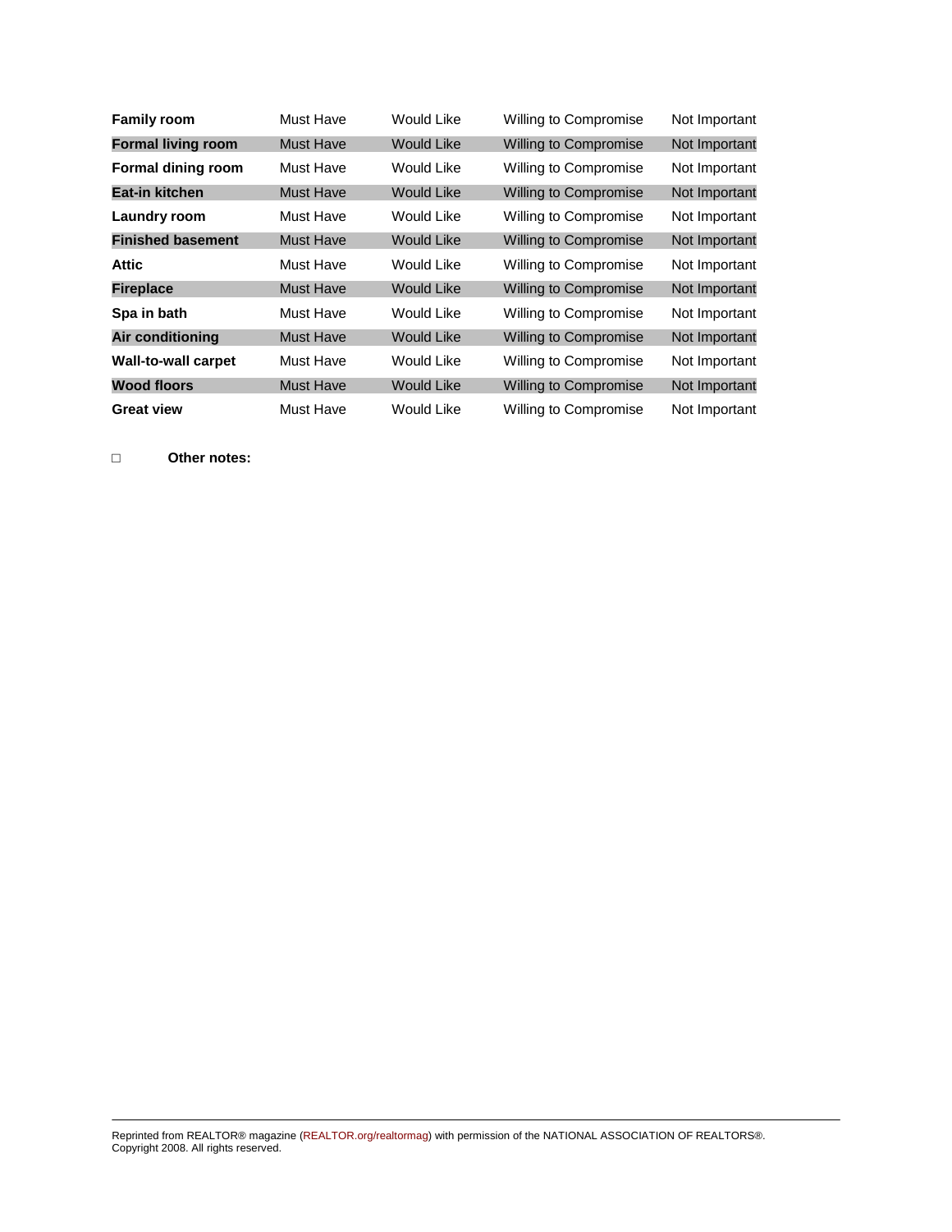| | | | | |
|---|---|---|---|---|
| **Family room** | Must Have | Would Like | Willing to Compromise | Not Important |
| **Formal living room** | Must Have | Would Like | Willing to Compromise | Not Important |
| **Formal dining room** | Must Have | Would Like | Willing to Compromise | Not Important |
| **Eat-in kitchen** | Must Have | Would Like | Willing to Compromise | Not Important |
| **Laundry room** | Must Have | Would Like | Willing to Compromise | Not Important |
| **Finished basement** | Must Have | Would Like | Willing to Compromise | Not Important |
| **Attic** | Must Have | Would Like | Willing to Compromise | Not Important |
| **Fireplace** | Must Have | Would Like | Willing to Compromise | Not Important |
| **Spa in bath** | Must Have | Would Like | Willing to Compromise | Not Important |
| **Air conditioning** | Must Have | Would Like | Willing to Compromise | Not Important |
| **Wall-to-wall carpet** | Must Have | Would Like | Willing to Compromise | Not Important |
| **Wood floors** | Must Have | Would Like | Willing to Compromise | Not Important |
| **Great view** | Must Have | Would Like | Willing to Compromise | Not Important |

- [ ] **Other notes:**

Reprinted from REALTOR® magazine (REALTOR.org/realtormag) with permission of the NATIONAL ASSOCIATION OF REALTORS®. Copyright 2008. All rights reserved.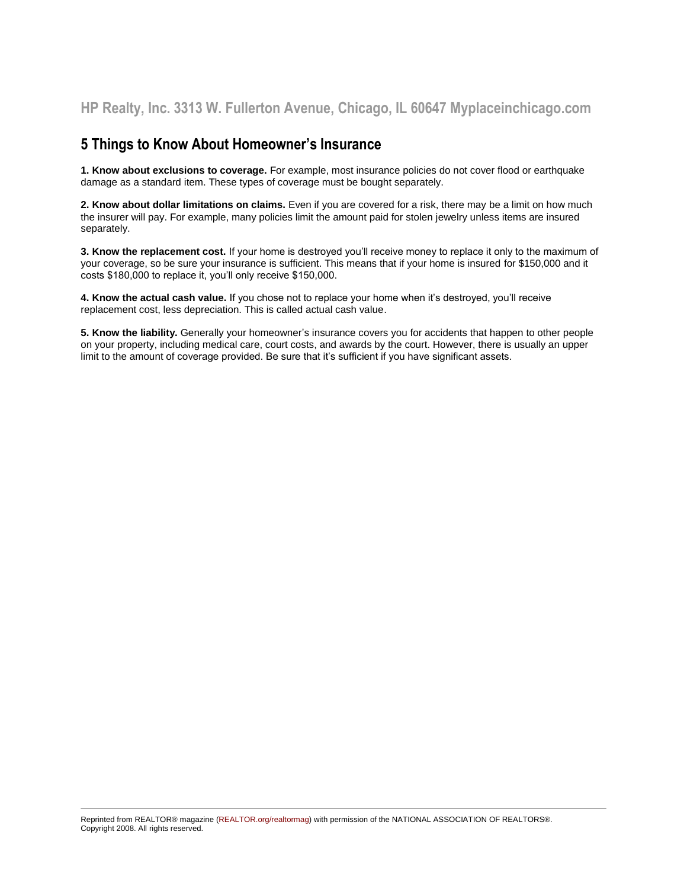HP Realty, Inc. 3313 W. Fullerton Avenue, Chicago, IL 60647 Myplaceinchicago.com

## 5 Things to Know About Homeowner's Insurance

**1. Know about exclusions to coverage.** For example, most insurance policies do not cover flood or earthquake damage as a standard item. These types of coverage must be bought separately.

**2. Know about dollar limitations on claims.** Even if you are covered for a risk, there may be a limit on how much the insurer will pay. For example, many policies limit the amount paid for stolen jewelry unless items are insured separately.

**3. Know the replacement cost.** If your home is destroyed you'll receive money to replace it only to the maximum of your coverage, so be sure your insurance is sufficient. This means that if your home is insured for $150,000 and it costs $180,000 to replace it, you'll only receive $150,000.

**4. Know the actual cash value.** If you chose not to replace your home when it's destroyed, you'll receive replacement cost, less depreciation. This is called actual cash value.

**5. Know the liability.** Generally your homeowner's insurance covers you for accidents that happen to other people on your property, including medical care, court costs, and awards by the court. However, there is usually an upper limit to the amount of coverage provided. Be sure that it's sufficient if you have significant assets.

---

Reprinted from REALTOR® magazine (REALTOR.org/realtormag) with permission of the NATIONAL ASSOCIATION OF REALTORS®. Copyright 2008. All rights reserved.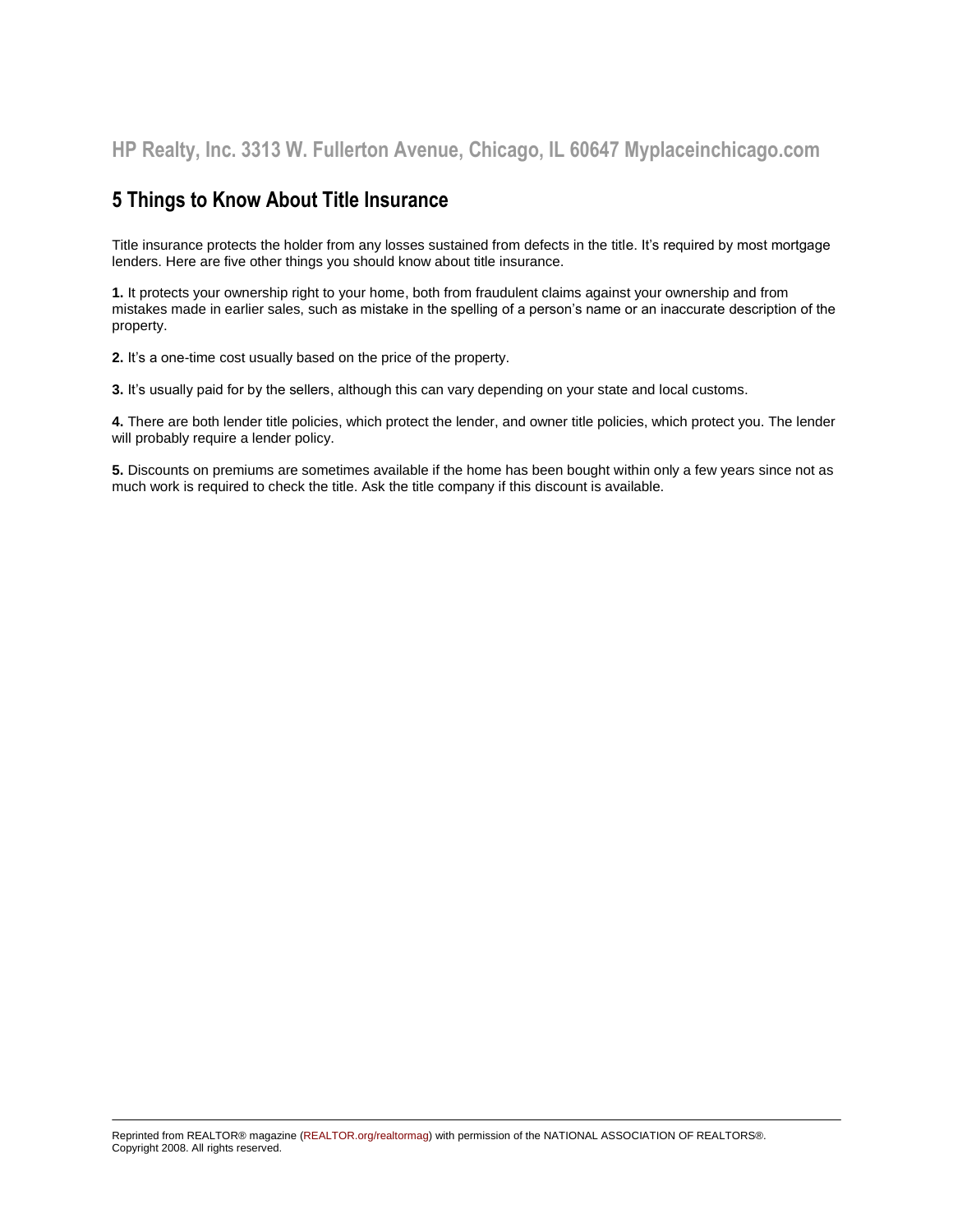## 5 Things to Know About Title Insurance

Title insurance protects the holder from any losses sustained from defects in the title. It's required by most mortgage lenders. Here are five other things you should know about title insurance.

**1.** It protects your ownership right to your home, both from fraudulent claims against your ownership and from mistakes made in earlier sales, such as mistake in the spelling of a person's name or an inaccurate description of the property.

**2.** It's a one-time cost usually based on the price of the property.

**3.** It's usually paid for by the sellers, although this can vary depending on your state and local customs.

**4.** There are both lender title policies, which protect the lender, and owner title policies, which protect you. The lender will probably require a lender policy.

**5.** Discounts on premiums are sometimes available if the home has been bought within only a few years since not as much work is required to check the title. Ask the title company if this discount is available.

Reprinted from REALTOR® magazine (REALTOR.org/realtormag) with permission of the NATIONAL ASSOCIATION OF REALTORS®. Copyright 2008. All rights reserved.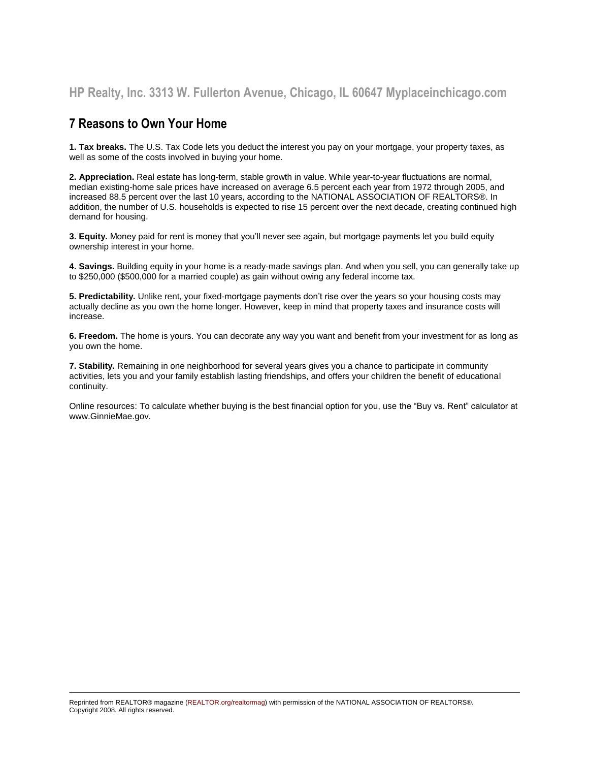HP Realty, Inc. 3313 W. Fullerton Avenue, Chicago, IL 60647 Myplaceinchicago.com

## 7 Reasons to Own Your Home

**1. Tax breaks.** The U.S. Tax Code lets you deduct the interest you pay on your mortgage, your property taxes, as well as some of the costs involved in buying your home.

**2. Appreciation.** Real estate has long-term, stable growth in value. While year-to-year fluctuations are normal, median existing-home sale prices have increased on average 6.5 percent each year from 1972 through 2005, and increased 88.5 percent over the last 10 years, according to the NATIONAL ASSOCIATION OF REALTORS®. In addition, the number of U.S. households is expected to rise 15 percent over the next decade, creating continued high demand for housing.

**3. Equity.** Money paid for rent is money that you'll never see again, but mortgage payments let you build equity ownership interest in your home.

**4. Savings.** Building equity in your home is a ready-made savings plan. And when you sell, you can generally take up to $250,000 ($500,000 for a married couple) as gain without owing any federal income tax.

**5. Predictability.** Unlike rent, your fixed-mortgage payments don't rise over the years so your housing costs may actually decline as you own the home longer. However, keep in mind that property taxes and insurance costs will increase.

**6. Freedom.** The home is yours. You can decorate any way you want and benefit from your investment for as long as you own the home.

**7. Stability.** Remaining in one neighborhood for several years gives you a chance to participate in community activities, lets you and your family establish lasting friendships, and offers your children the benefit of educational continuity.

Online resources: To calculate whether buying is the best financial option for you, use the "Buy vs. Rent" calculator at www.GinnieMae.gov.

---

Reprinted from REALTOR® magazine (REALTOR.org/realtormag) with permission of the NATIONAL ASSOCIATION OF REALTORS®. Copyright 2008. All rights reserved.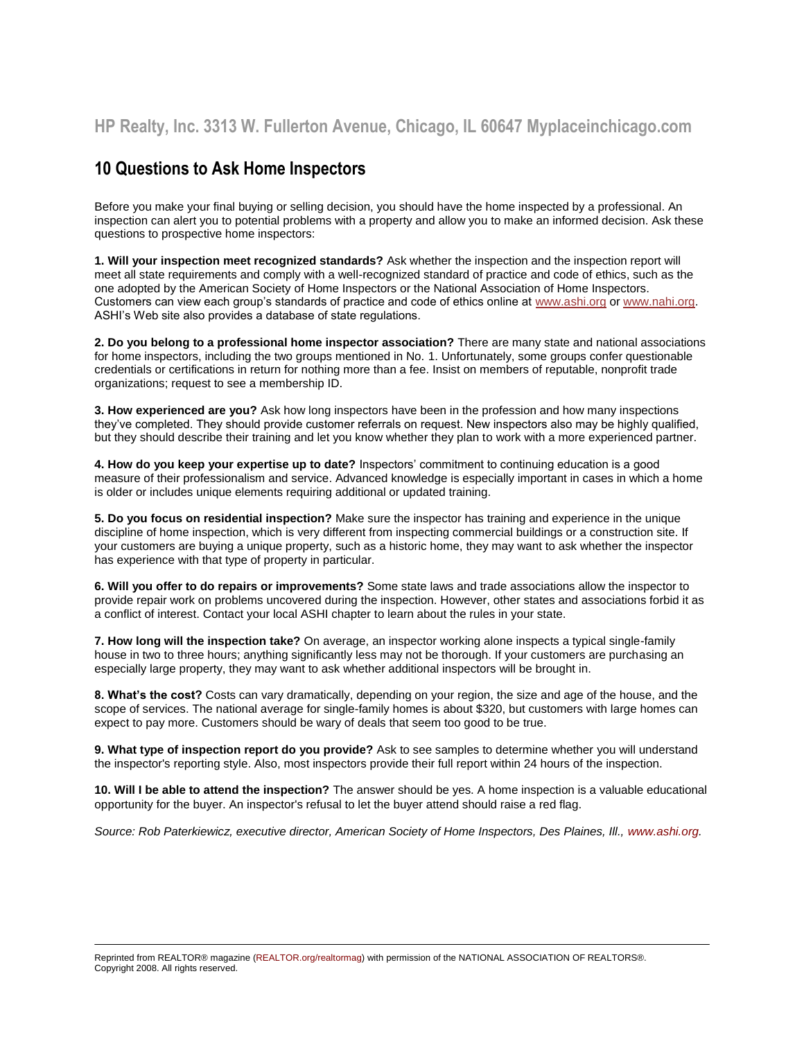HP Realty, Inc. 3313 W. Fullerton Avenue, Chicago, IL 60647 Myplaceinchicago.com

## 10 Questions to Ask Home Inspectors

Before you make your final buying or selling decision, you should have the home inspected by a professional. An inspection can alert you to potential problems with a property and allow you to make an informed decision. Ask these questions to prospective home inspectors:

**1. Will your inspection meet recognized standards?** Ask whether the inspection and the inspection report will meet all state requirements and comply with a well-recognized standard of practice and code of ethics, such as the one adopted by the American Society of Home Inspectors or the National Association of Home Inspectors. Customers can view each group's standards of practice and code of ethics online at www.ashi.org or www.nahi.org. ASHI's Web site also provides a database of state regulations.

**2. Do you belong to a professional home inspector association?** There are many state and national associations for home inspectors, including the two groups mentioned in No. 1. Unfortunately, some groups confer questionable credentials or certifications in return for nothing more than a fee. Insist on members of reputable, nonprofit trade organizations; request to see a membership ID.

**3. How experienced are you?** Ask how long inspectors have been in the profession and how many inspections they've completed. They should provide customer referrals on request. New inspectors also may be highly qualified, but they should describe their training and let you know whether they plan to work with a more experienced partner.

**4. How do you keep your expertise up to date?** Inspectors' commitment to continuing education is a good measure of their professionalism and service. Advanced knowledge is especially important in cases in which a home is older or includes unique elements requiring additional or updated training.

**5. Do you focus on residential inspection?** Make sure the inspector has training and experience in the unique discipline of home inspection, which is very different from inspecting commercial buildings or a construction site. If your customers are buying a unique property, such as a historic home, they may want to ask whether the inspector has experience with that type of property in particular.

**6. Will you offer to do repairs or improvements?** Some state laws and trade associations allow the inspector to provide repair work on problems uncovered during the inspection. However, other states and associations forbid it as a conflict of interest. Contact your local ASHI chapter to learn about the rules in your state.

**7. How long will the inspection take?** On average, an inspector working alone inspects a typical single-family house in two to three hours; anything significantly less may not be thorough. If your customers are purchasing an especially large property, they may want to ask whether additional inspectors will be brought in.

**8. What's the cost?** Costs can vary dramatically, depending on your region, the size and age of the house, and the scope of services. The national average for single-family homes is about $320, but customers with large homes can expect to pay more. Customers should be wary of deals that seem too good to be true.

**9. What type of inspection report do you provide?** Ask to see samples to determine whether you will understand the inspector's reporting style. Also, most inspectors provide their full report within 24 hours of the inspection.

**10. Will I be able to attend the inspection?** The answer should be yes. A home inspection is a valuable educational opportunity for the buyer. An inspector's refusal to let the buyer attend should raise a red flag.

*Source: Rob Paterkiewicz, executive director, American Society of Home Inspectors, Des Plaines, Ill., www.ashi.org.*

---

Reprinted from REALTOR® magazine (REALTOR.org/realtormag) with permission of the NATIONAL ASSOCIATION OF REALTORS®. Copyright 2008. All rights reserved.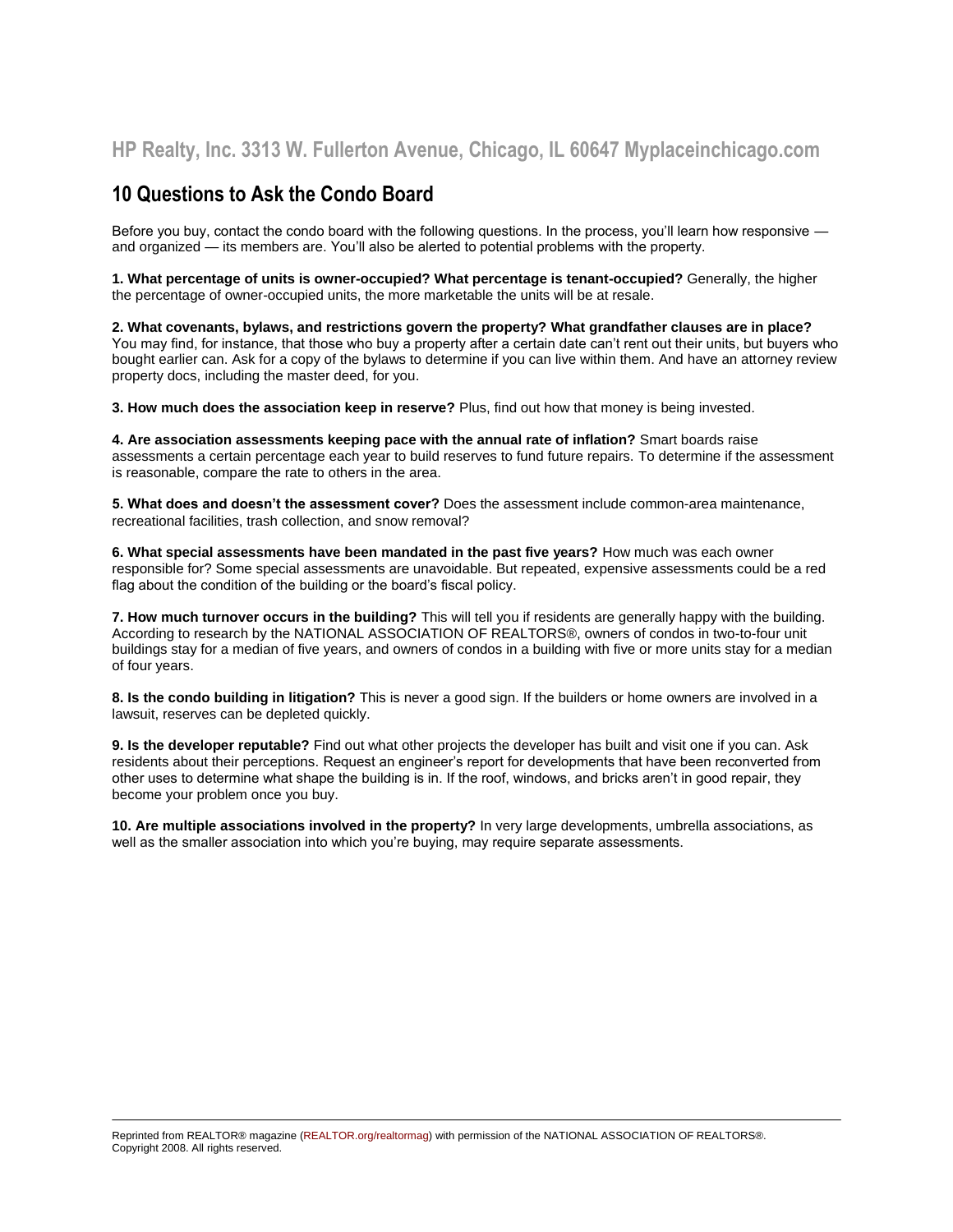HP Realty, Inc. 3313 W. Fullerton Avenue, Chicago, IL 60647 Myplaceinchicago.com

## 10 Questions to Ask the Condo Board

Before you buy, contact the condo board with the following questions. In the process, you'll learn how responsive — and organized — its members are. You'll also be alerted to potential problems with the property.

**1. What percentage of units is owner-occupied? What percentage is tenant-occupied?** Generally, the higher the percentage of owner-occupied units, the more marketable the units will be at resale.

**2. What covenants, bylaws, and restrictions govern the property? What grandfather clauses are in place?** You may find, for instance, that those who buy a property after a certain date can't rent out their units, but buyers who bought earlier can. Ask for a copy of the bylaws to determine if you can live within them. And have an attorney review property docs, including the master deed, for you.

**3. How much does the association keep in reserve?** Plus, find out how that money is being invested.

**4. Are association assessments keeping pace with the annual rate of inflation?** Smart boards raise assessments a certain percentage each year to build reserves to fund future repairs. To determine if the assessment is reasonable, compare the rate to others in the area.

**5. What does and doesn't the assessment cover?** Does the assessment include common-area maintenance, recreational facilities, trash collection, and snow removal?

**6. What special assessments have been mandated in the past five years?** How much was each owner responsible for? Some special assessments are unavoidable. But repeated, expensive assessments could be a red flag about the condition of the building or the board's fiscal policy.

**7. How much turnover occurs in the building?** This will tell you if residents are generally happy with the building. According to research by the NATIONAL ASSOCIATION OF REALTORS®, owners of condos in two-to-four unit buildings stay for a median of five years, and owners of condos in a building with five or more units stay for a median of four years.

**8. Is the condo building in litigation?** This is never a good sign. If the builders or home owners are involved in a lawsuit, reserves can be depleted quickly.

**9. Is the developer reputable?** Find out what other projects the developer has built and visit one if you can. Ask residents about their perceptions. Request an engineer's report for developments that have been reconverted from other uses to determine what shape the building is in. If the roof, windows, and bricks aren't in good repair, they become your problem once you buy.

**10. Are multiple associations involved in the property?** In very large developments, umbrella associations, as well as the smaller association into which you're buying, may require separate assessments.

---

Reprinted from REALTOR® magazine (REALTOR.org/realtormag) with permission of the NATIONAL ASSOCIATION OF REALTORS®. Copyright 2008. All rights reserved.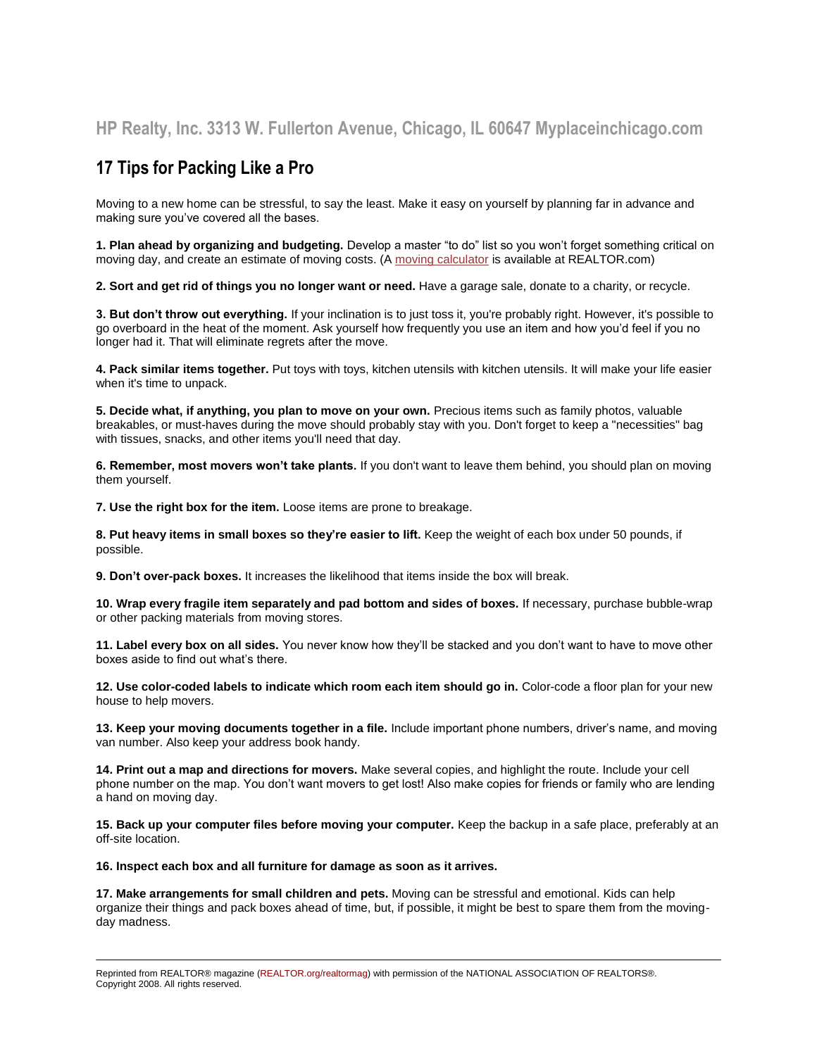## HP Realty, Inc. 3313 W. Fullerton Avenue, Chicago, IL 60647 Myplaceinchicago.com

# 17 Tips for Packing Like a Pro

Moving to a new home can be stressful, to say the least. Make it easy on yourself by planning far in advance and making sure you've covered all the bases.

**1. Plan ahead by organizing and budgeting.** Develop a master "to do" list so you won't forget something critical on moving day, and create an estimate of moving costs. (A moving calculator is available at REALTOR.com)

**2. Sort and get rid of things you no longer want or need.** Have a garage sale, donate to a charity, or recycle.

**3. But don't throw out everything.** If your inclination is to just toss it, you're probably right. However, it's possible to go overboard in the heat of the moment. Ask yourself how frequently you use an item and how you'd feel if you no longer had it. That will eliminate regrets after the move.

**4. Pack similar items together.** Put toys with toys, kitchen utensils with kitchen utensils. It will make your life easier when it's time to unpack.

**5. Decide what, if anything, you plan to move on your own.** Precious items such as family photos, valuable breakables, or must-haves during the move should probably stay with you. Don't forget to keep a "necessities" bag with tissues, snacks, and other items you'll need that day.

**6. Remember, most movers won't take plants.** If you don't want to leave them behind, you should plan on moving them yourself.

**7. Use the right box for the item.** Loose items are prone to breakage.

**8. Put heavy items in small boxes so they're easier to lift.** Keep the weight of each box under 50 pounds, if possible.

**9. Don't over-pack boxes.** It increases the likelihood that items inside the box will break.

**10. Wrap every fragile item separately and pad bottom and sides of boxes.** If necessary, purchase bubble-wrap or other packing materials from moving stores.

**11. Label every box on all sides.** You never know how they'll be stacked and you don't want to have to move other boxes aside to find out what's there.

**12. Use color-coded labels to indicate which room each item should go in.** Color-code a floor plan for your new house to help movers.

**13. Keep your moving documents together in a file.** Include important phone numbers, driver's name, and moving van number. Also keep your address book handy.

**14. Print out a map and directions for movers.** Make several copies, and highlight the route. Include your cell phone number on the map. You don't want movers to get lost! Also make copies for friends or family who are lending a hand on moving day.

**15. Back up your computer files before moving your computer.** Keep the backup in a safe place, preferably at an off-site location.

**16. Inspect each box and all furniture for damage as soon as it arrives.**

**17. Make arrangements for small children and pets.** Moving can be stressful and emotional. Kids can help organize their things and pack boxes ahead of time, but, if possible, it might be best to spare them from the moving-day madness.

---

Reprinted from REALTOR® magazine (REALTOR.org/realtormag) with permission of the NATIONAL ASSOCIATION OF REALTORS®. Copyright 2008. All rights reserved.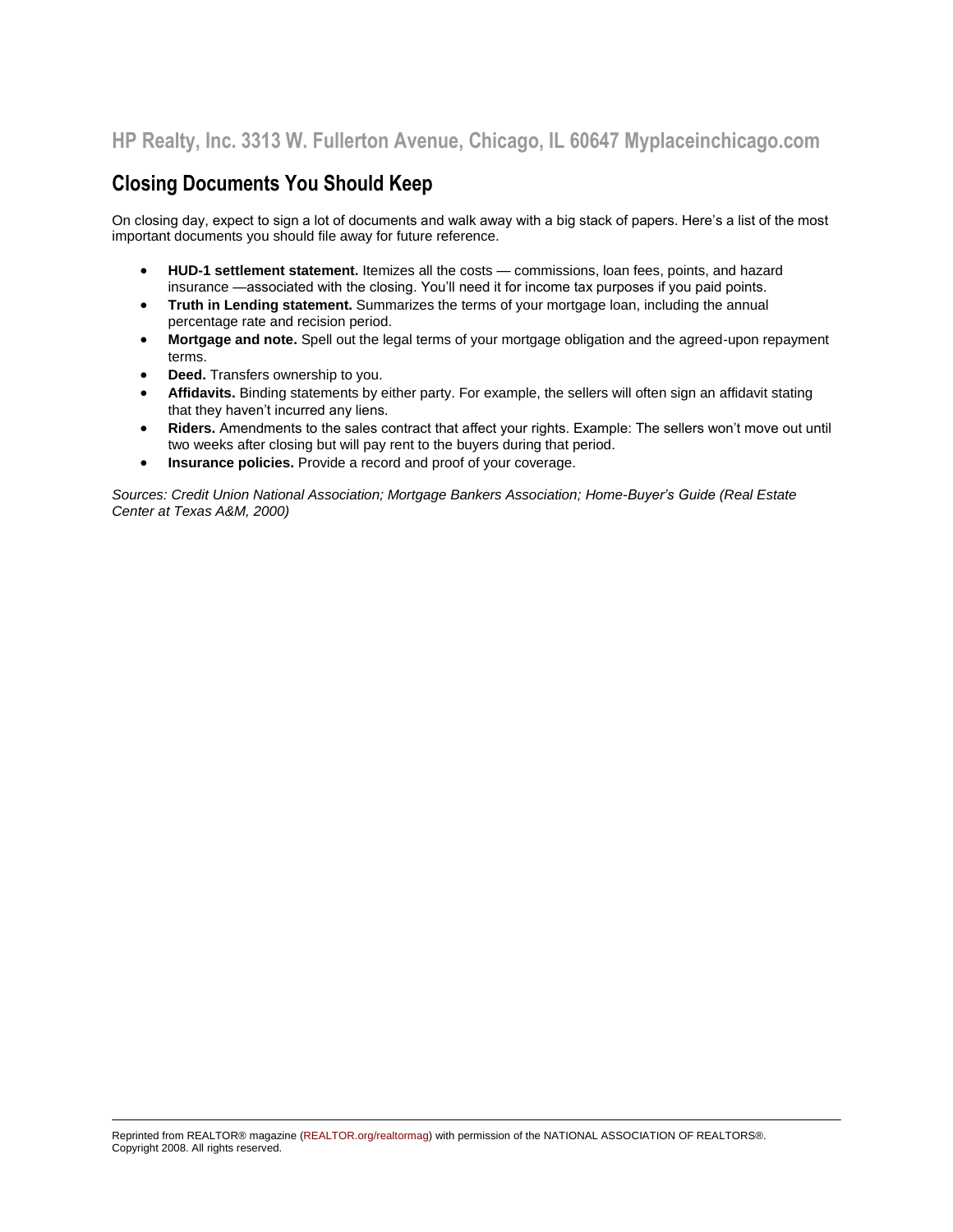HP Realty, Inc. 3313 W. Fullerton Avenue, Chicago, IL 60647 Myplaceinchicago.com

## Closing Documents You Should Keep

On closing day, expect to sign a lot of documents and walk away with a big stack of papers. Here's a list of the most important documents you should file away for future reference.

- **HUD-1 settlement statement.** Itemizes all the costs — commissions, loan fees, points, and hazard insurance —associated with the closing. You'll need it for income tax purposes if you paid points.
- **Truth in Lending statement.** Summarizes the terms of your mortgage loan, including the annual percentage rate and recision period.
- **Mortgage and note.** Spell out the legal terms of your mortgage obligation and the agreed-upon repayment terms.
- **Deed.** Transfers ownership to you.
- **Affidavits.** Binding statements by either party. For example, the sellers will often sign an affidavit stating that they haven't incurred any liens.
- **Riders.** Amendments to the sales contract that affect your rights. Example: The sellers won't move out until two weeks after closing but will pay rent to the buyers during that period.
- **Insurance policies.** Provide a record and proof of your coverage.

*Sources: Credit Union National Association; Mortgage Bankers Association; Home-Buyer's Guide (Real Estate Center at Texas A&M, 2000)*

Reprinted from REALTOR® magazine (REALTOR.org/realtormag) with permission of the NATIONAL ASSOCIATION OF REALTORS®. Copyright 2008. All rights reserved.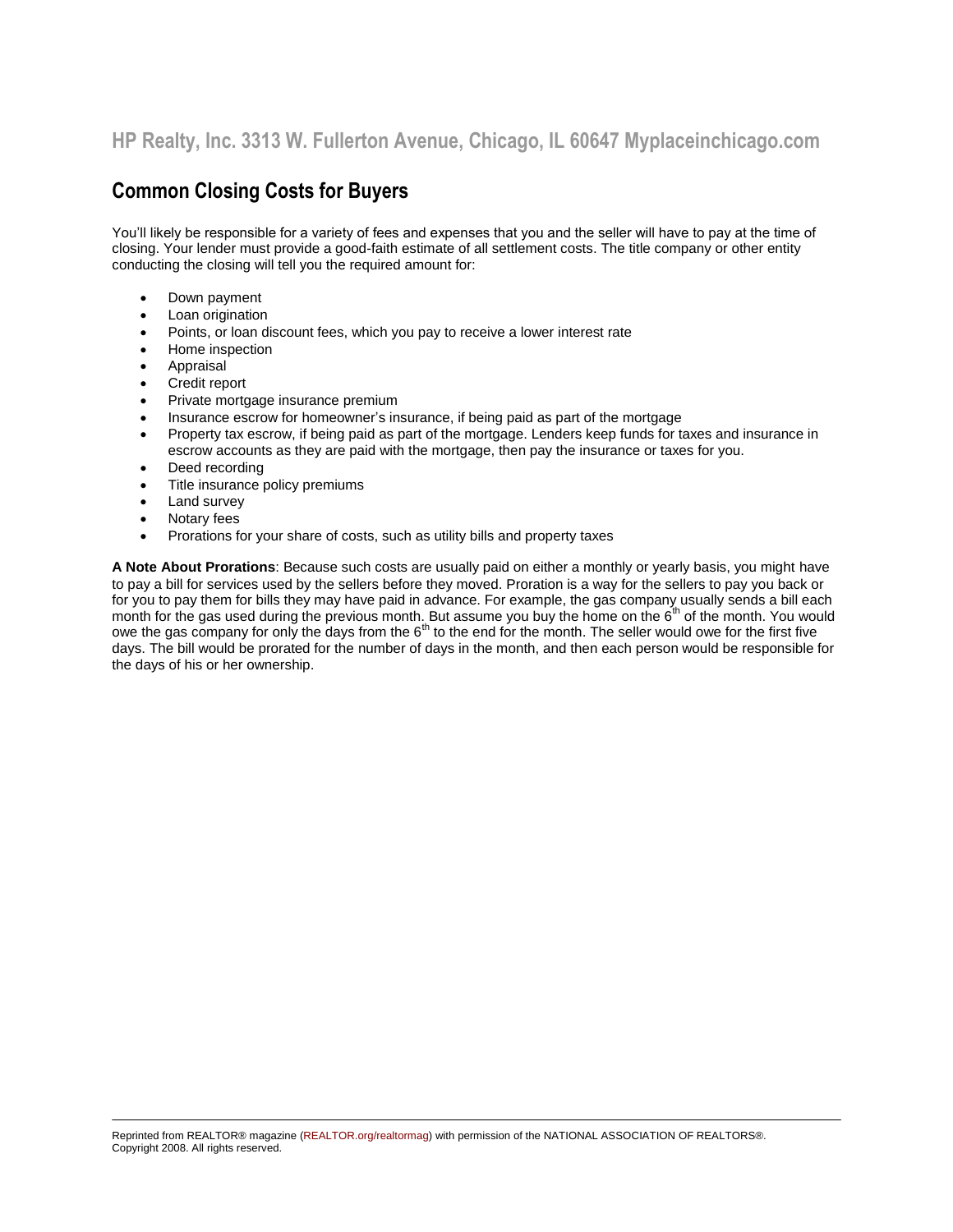HP Realty, Inc. 3313 W. Fullerton Avenue, Chicago, IL 60647 Myplaceinchicago.com

## Common Closing Costs for Buyers

You'll likely be responsible for a variety of fees and expenses that you and the seller will have to pay at the time of closing. Your lender must provide a good-faith estimate of all settlement costs. The title company or other entity conducting the closing will tell you the required amount for:

- Down payment
- Loan origination
- Points, or loan discount fees, which you pay to receive a lower interest rate
- Home inspection
- Appraisal
- Credit report
- Private mortgage insurance premium
- Insurance escrow for homeowner's insurance, if being paid as part of the mortgage
- Property tax escrow, if being paid as part of the mortgage. Lenders keep funds for taxes and insurance in escrow accounts as they are paid with the mortgage, then pay the insurance or taxes for you.
- Deed recording
- Title insurance policy premiums
- Land survey
- Notary fees
- Prorations for your share of costs, such as utility bills and property taxes

**A Note About Prorations**: Because such costs are usually paid on either a monthly or yearly basis, you might have to pay a bill for services used by the sellers before they moved. Proration is a way for the sellers to pay you back or for you to pay them for bills they may have paid in advance. For example, the gas company usually sends a bill each month for the gas used during the previous month. But assume you buy the home on the 6th of the month. You would owe the gas company for only the days from the 6th to the end for the month. The seller would owe for the first five days. The bill would be prorated for the number of days in the month, and then each person would be responsible for the days of his or her ownership.

Reprinted from REALTOR® magazine (REALTOR.org/realtormag) with permission of the NATIONAL ASSOCIATION OF REALTORS®. Copyright 2008. All rights reserved.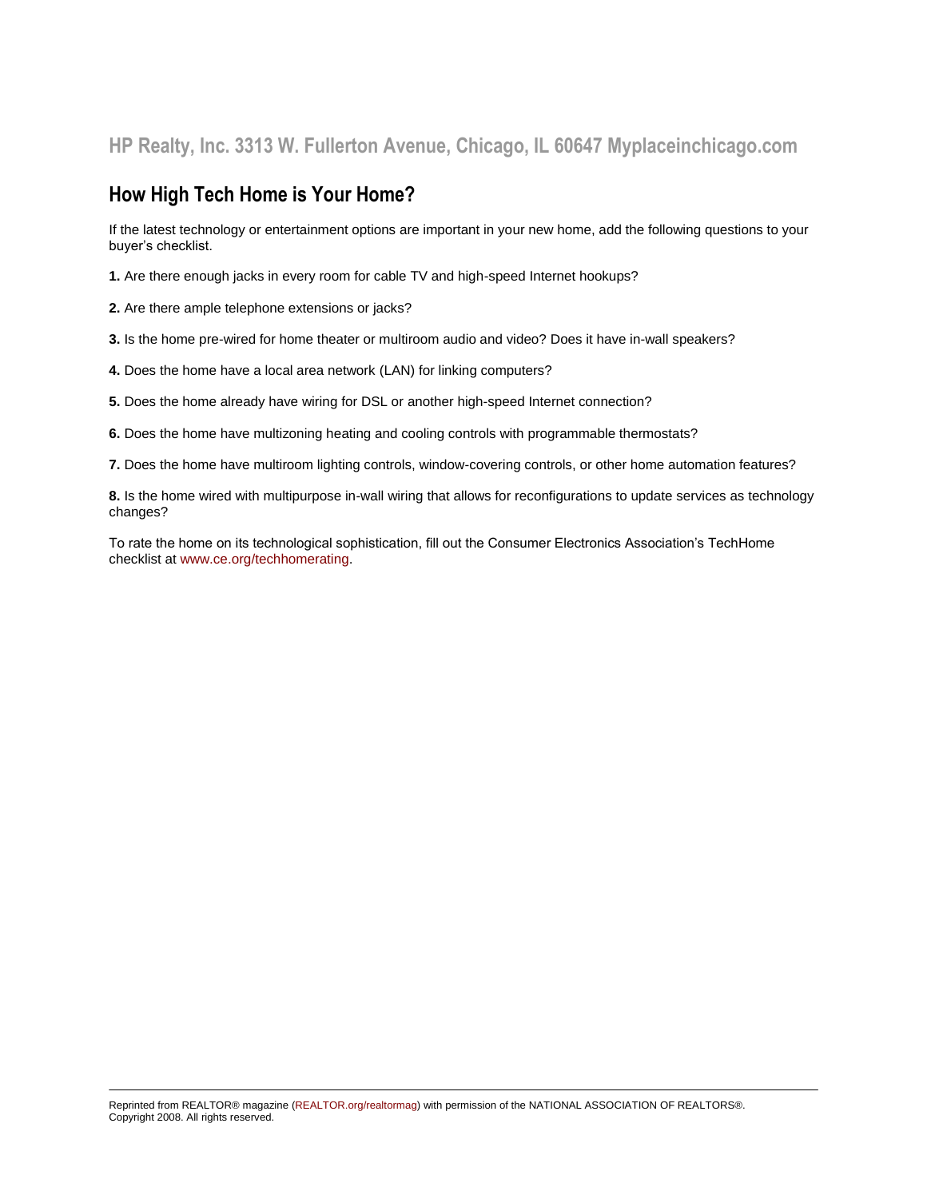HP Realty, Inc. 3313 W. Fullerton Avenue, Chicago, IL 60647 Myplaceinchicago.com

## How High Tech Home is Your Home?

If the latest technology or entertainment options are important in your new home, add the following questions to your buyer's checklist.

**1.** Are there enough jacks in every room for cable TV and high-speed Internet hookups?

**2.** Are there ample telephone extensions or jacks?

**3.** Is the home pre-wired for home theater or multiroom audio and video? Does it have in-wall speakers?

**4.** Does the home have a local area network (LAN) for linking computers?

**5.** Does the home already have wiring for DSL or another high-speed Internet connection?

**6.** Does the home have multizoning heating and cooling controls with programmable thermostats?

**7.** Does the home have multiroom lighting controls, window-covering controls, or other home automation features?

**8.** Is the home wired with multipurpose in-wall wiring that allows for reconfigurations to update services as technology changes?

To rate the home on its technological sophistication, fill out the Consumer Electronics Association's TechHome checklist at www.ce.org/techhomerating.

---

Reprinted from REALTOR® magazine (REALTOR.org/realtormag) with permission of the NATIONAL ASSOCIATION OF REALTORS®. Copyright 2008. All rights reserved.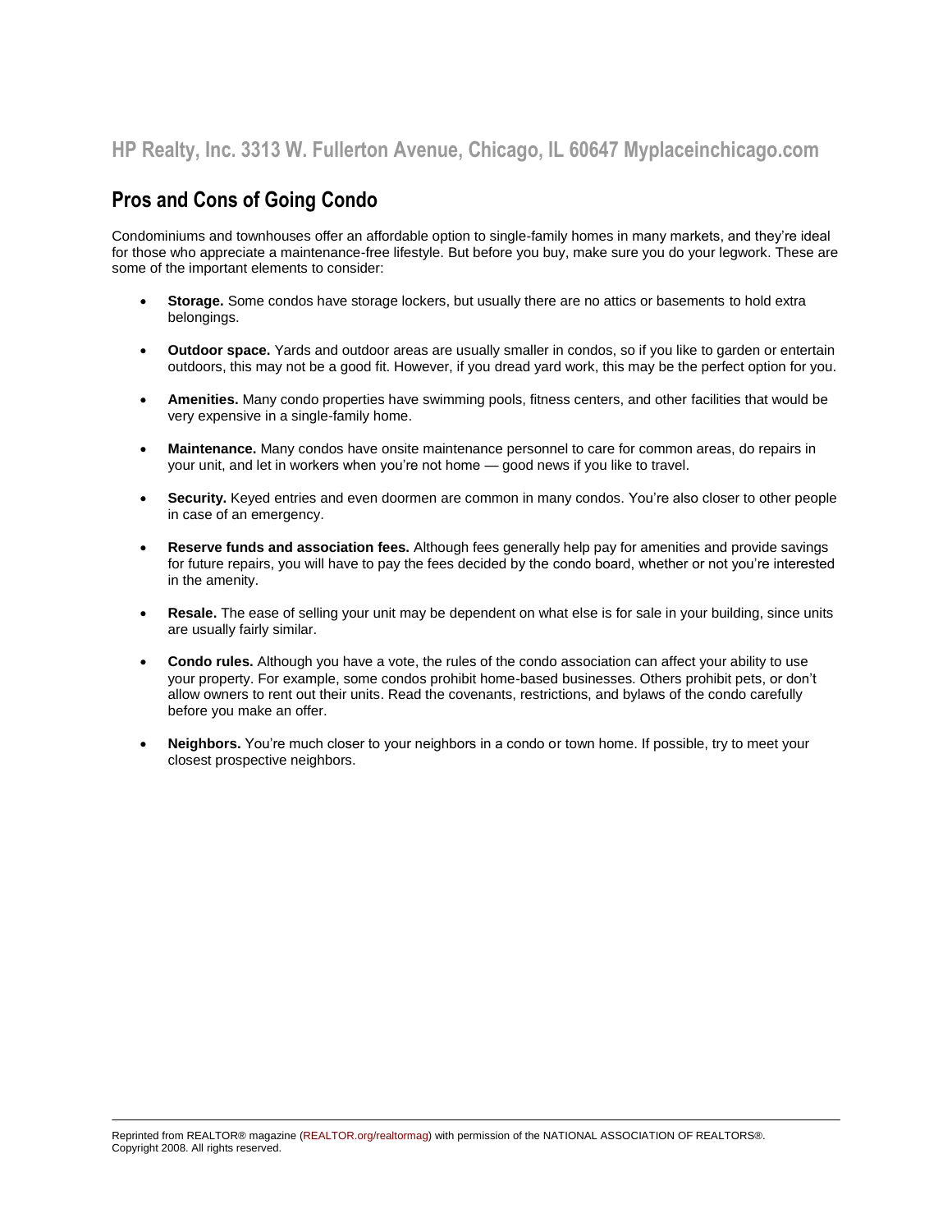HP Realty, Inc. 3313 W. Fullerton Avenue, Chicago, IL 60647 Myplaceinchicago.com

## Pros and Cons of Going Condo

Condominiums and townhouses offer an affordable option to single-family homes in many markets, and they're ideal for those who appreciate a maintenance-free lifestyle. But before you buy, make sure you do your legwork. These are some of the important elements to consider:

- **Storage.** Some condos have storage lockers, but usually there are no attics or basements to hold extra belongings.
- **Outdoor space.** Yards and outdoor areas are usually smaller in condos, so if you like to garden or entertain outdoors, this may not be a good fit. However, if you dread yard work, this may be the perfect option for you.
- **Amenities.** Many condo properties have swimming pools, fitness centers, and other facilities that would be very expensive in a single-family home.
- **Maintenance.** Many condos have onsite maintenance personnel to care for common areas, do repairs in your unit, and let in workers when you're not home — good news if you like to travel.
- **Security.** Keyed entries and even doormen are common in many condos. You're also closer to other people in case of an emergency.
- **Reserve funds and association fees.** Although fees generally help pay for amenities and provide savings for future repairs, you will have to pay the fees decided by the condo board, whether or not you're interested in the amenity.
- **Resale.** The ease of selling your unit may be dependent on what else is for sale in your building, since units are usually fairly similar.
- **Condo rules.** Although you have a vote, the rules of the condo association can affect your ability to use your property. For example, some condos prohibit home-based businesses. Others prohibit pets, or don't allow owners to rent out their units. Read the covenants, restrictions, and bylaws of the condo carefully before you make an offer.
- **Neighbors.** You're much closer to your neighbors in a condo or town home. If possible, try to meet your closest prospective neighbors.

---

Reprinted from REALTOR® magazine (REALTOR.org/realtormag) with permission of the NATIONAL ASSOCIATION OF REALTORS®. Copyright 2008. All rights reserved.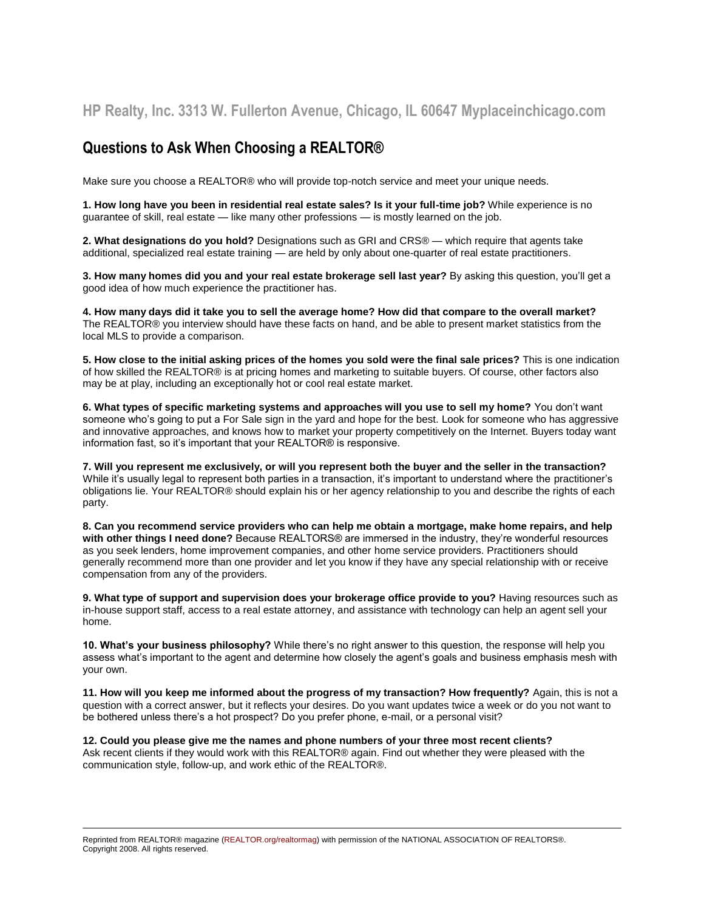## HP Realty, Inc. 3313 W. Fullerton Avenue, Chicago, IL 60647 Myplaceinchicago.com

# Questions to Ask When Choosing a REALTOR®

Make sure you choose a REALTOR® who will provide top-notch service and meet your unique needs.

**1. How long have you been in residential real estate sales? Is it your full-time job?** While experience is no guarantee of skill, real estate — like many other professions — is mostly learned on the job.

**2. What designations do you hold?** Designations such as GRI and CRS® — which require that agents take additional, specialized real estate training — are held by only about one-quarter of real estate practitioners.

**3. How many homes did you and your real estate brokerage sell last year?** By asking this question, you'll get a good idea of how much experience the practitioner has.

**4. How many days did it take you to sell the average home? How did that compare to the overall market?** The REALTOR® you interview should have these facts on hand, and be able to present market statistics from the local MLS to provide a comparison.

**5. How close to the initial asking prices of the homes you sold were the final sale prices?** This is one indication of how skilled the REALTOR® is at pricing homes and marketing to suitable buyers. Of course, other factors also may be at play, including an exceptionally hot or cool real estate market.

**6. What types of specific marketing systems and approaches will you use to sell my home?** You don't want someone who's going to put a For Sale sign in the yard and hope for the best. Look for someone who has aggressive and innovative approaches, and knows how to market your property competitively on the Internet. Buyers today want information fast, so it's important that your REALTOR® is responsive.

**7. Will you represent me exclusively, or will you represent both the buyer and the seller in the transaction?** While it's usually legal to represent both parties in a transaction, it's important to understand where the practitioner's obligations lie. Your REALTOR® should explain his or her agency relationship to you and describe the rights of each party.

**8. Can you recommend service providers who can help me obtain a mortgage, make home repairs, and help with other things I need done?** Because REALTORS® are immersed in the industry, they're wonderful resources as you seek lenders, home improvement companies, and other home service providers. Practitioners should generally recommend more than one provider and let you know if they have any special relationship with or receive compensation from any of the providers.

**9. What type of support and supervision does your brokerage office provide to you?** Having resources such as in-house support staff, access to a real estate attorney, and assistance with technology can help an agent sell your home.

**10. What's your business philosophy?** While there's no right answer to this question, the response will help you assess what's important to the agent and determine how closely the agent's goals and business emphasis mesh with your own.

**11. How will you keep me informed about the progress of my transaction? How frequently?** Again, this is not a question with a correct answer, but it reflects your desires. Do you want updates twice a week or do you not want to be bothered unless there's a hot prospect? Do you prefer phone, e-mail, or a personal visit?

**12. Could you please give me the names and phone numbers of your three most recent clients?** Ask recent clients if they would work with this REALTOR® again. Find out whether they were pleased with the communication style, follow-up, and work ethic of the REALTOR®.

---

Reprinted from REALTOR® magazine (REALTOR.org/realtormag) with permission of the NATIONAL ASSOCIATION OF REALTORS®. Copyright 2008. All rights reserved.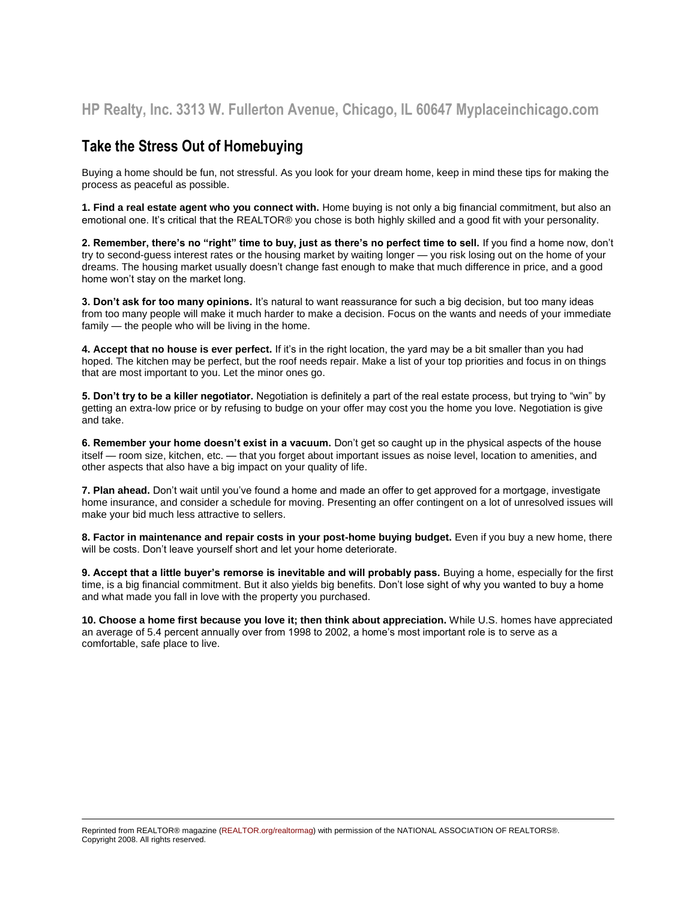HP Realty, Inc. 3313 W. Fullerton Avenue, Chicago, IL 60647 Myplaceinchicago.com

## Take the Stress Out of Homebuying

Buying a home should be fun, not stressful. As you look for your dream home, keep in mind these tips for making the process as peaceful as possible.

**1. Find a real estate agent who you connect with.** Home buying is not only a big financial commitment, but also an emotional one. It's critical that the REALTOR® you chose is both highly skilled and a good fit with your personality.

**2. Remember, there's no "right" time to buy, just as there's no perfect time to sell.** If you find a home now, don't try to second-guess interest rates or the housing market by waiting longer — you risk losing out on the home of your dreams. The housing market usually doesn't change fast enough to make that much difference in price, and a good home won't stay on the market long.

**3. Don't ask for too many opinions.** It's natural to want reassurance for such a big decision, but too many ideas from too many people will make it much harder to make a decision. Focus on the wants and needs of your immediate family — the people who will be living in the home.

**4. Accept that no house is ever perfect.** If it's in the right location, the yard may be a bit smaller than you had hoped. The kitchen may be perfect, but the roof needs repair. Make a list of your top priorities and focus in on things that are most important to you. Let the minor ones go.

**5. Don't try to be a killer negotiator.** Negotiation is definitely a part of the real estate process, but trying to "win" by getting an extra-low price or by refusing to budge on your offer may cost you the home you love. Negotiation is give and take.

**6. Remember your home doesn't exist in a vacuum.** Don't get so caught up in the physical aspects of the house itself — room size, kitchen, etc. — that you forget about important issues as noise level, location to amenities, and other aspects that also have a big impact on your quality of life.

**7. Plan ahead.** Don't wait until you've found a home and made an offer to get approved for a mortgage, investigate home insurance, and consider a schedule for moving. Presenting an offer contingent on a lot of unresolved issues will make your bid much less attractive to sellers.

**8. Factor in maintenance and repair costs in your post-home buying budget.** Even if you buy a new home, there will be costs. Don't leave yourself short and let your home deteriorate.

**9. Accept that a little buyer's remorse is inevitable and will probably pass.** Buying a home, especially for the first time, is a big financial commitment. But it also yields big benefits. Don't lose sight of why you wanted to buy a home and what made you fall in love with the property you purchased.

**10. Choose a home first because you love it; then think about appreciation.** While U.S. homes have appreciated an average of 5.4 percent annually over from 1998 to 2002, a home's most important role is to serve as a comfortable, safe place to live.

---

Reprinted from REALTOR® magazine (REALTOR.org/realtormag) with permission of the NATIONAL ASSOCIATION OF REALTORS®. Copyright 2008. All rights reserved.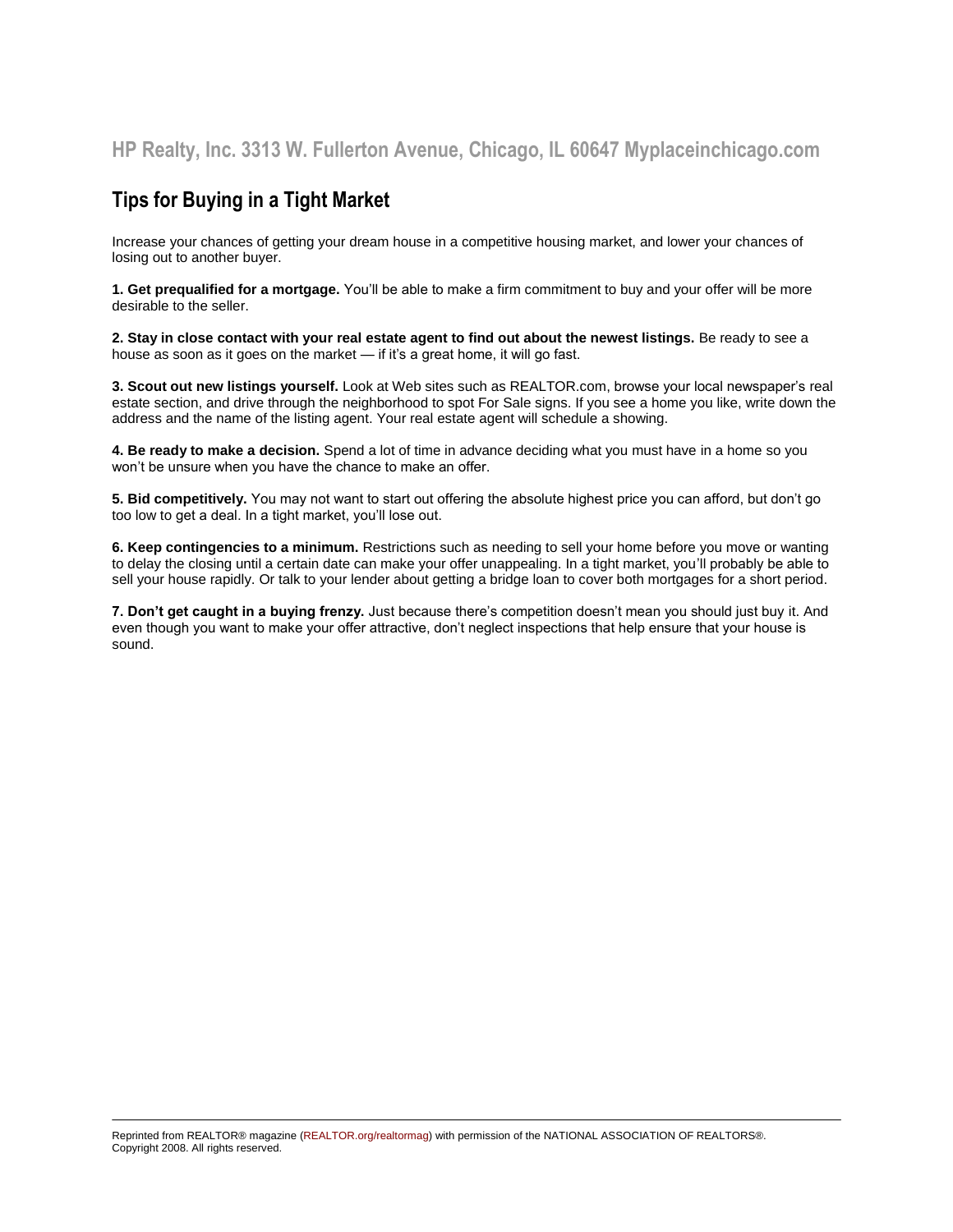HP Realty, Inc. 3313 W. Fullerton Avenue, Chicago, IL 60647 Myplaceinchicago.com

## Tips for Buying in a Tight Market

Increase your chances of getting your dream house in a competitive housing market, and lower your chances of losing out to another buyer.

**1. Get prequalified for a mortgage.** You'll be able to make a firm commitment to buy and your offer will be more desirable to the seller.

**2. Stay in close contact with your real estate agent to find out about the newest listings.** Be ready to see a house as soon as it goes on the market — if it's a great home, it will go fast.

**3. Scout out new listings yourself.** Look at Web sites such as REALTOR.com, browse your local newspaper's real estate section, and drive through the neighborhood to spot For Sale signs. If you see a home you like, write down the address and the name of the listing agent. Your real estate agent will schedule a showing.

**4. Be ready to make a decision.** Spend a lot of time in advance deciding what you must have in a home so you won't be unsure when you have the chance to make an offer.

**5. Bid competitively.** You may not want to start out offering the absolute highest price you can afford, but don't go too low to get a deal. In a tight market, you'll lose out.

**6. Keep contingencies to a minimum.** Restrictions such as needing to sell your home before you move or wanting to delay the closing until a certain date can make your offer unappealing. In a tight market, you'll probably be able to sell your house rapidly. Or talk to your lender about getting a bridge loan to cover both mortgages for a short period.

**7. Don't get caught in a buying frenzy.** Just because there's competition doesn't mean you should just buy it. And even though you want to make your offer attractive, don't neglect inspections that help ensure that your house is sound.

---

Reprinted from REALTOR® magazine (REALTOR.org/realtormag) with permission of the NATIONAL ASSOCIATION OF REALTORS®. Copyright 2008. All rights reserved.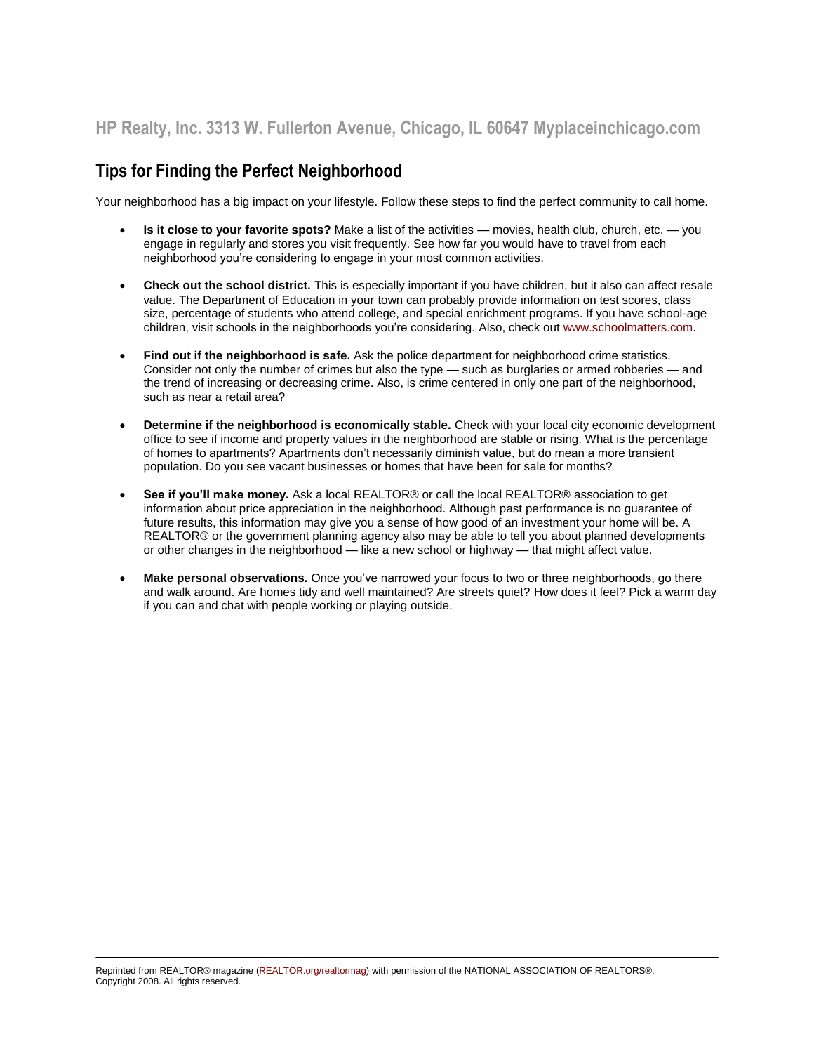HP Realty, Inc. 3313 W. Fullerton Avenue, Chicago, IL 60647 Myplaceinchicago.com

## Tips for Finding the Perfect Neighborhood

Your neighborhood has a big impact on your lifestyle. Follow these steps to find the perfect community to call home.

- **Is it close to your favorite spots?** Make a list of the activities — movies, health club, church, etc. — you engage in regularly and stores you visit frequently. See how far you would have to travel from each neighborhood you're considering to engage in your most common activities.

- **Check out the school district.** This is especially important if you have children, but it also can affect resale value. The Department of Education in your town can probably provide information on test scores, class size, percentage of students who attend college, and special enrichment programs. If you have school-age children, visit schools in the neighborhoods you're considering. Also, check out www.schoolmatters.com.

- **Find out if the neighborhood is safe.** Ask the police department for neighborhood crime statistics. Consider not only the number of crimes but also the type — such as burglaries or armed robberies — and the trend of increasing or decreasing crime. Also, is crime centered in only one part of the neighborhood, such as near a retail area?

- **Determine if the neighborhood is economically stable.** Check with your local city economic development office to see if income and property values in the neighborhood are stable or rising. What is the percentage of homes to apartments? Apartments don't necessarily diminish value, but do mean a more transient population. Do you see vacant businesses or homes that have been for sale for months?

- **See if you'll make money.** Ask a local REALTOR® or call the local REALTOR® association to get information about price appreciation in the neighborhood. Although past performance is no guarantee of future results, this information may give you a sense of how good of an investment your home will be. A REALTOR® or the government planning agency also may be able to tell you about planned developments or other changes in the neighborhood — like a new school or highway — that might affect value.

- **Make personal observations.** Once you've narrowed your focus to two or three neighborhoods, go there and walk around. Are homes tidy and well maintained? Are streets quiet? How does it feel? Pick a warm day if you can and chat with people working or playing outside.

---

Reprinted from REALTOR® magazine (REALTOR.org/realtormag) with permission of the NATIONAL ASSOCIATION OF REALTORS®. Copyright 2008. All rights reserved.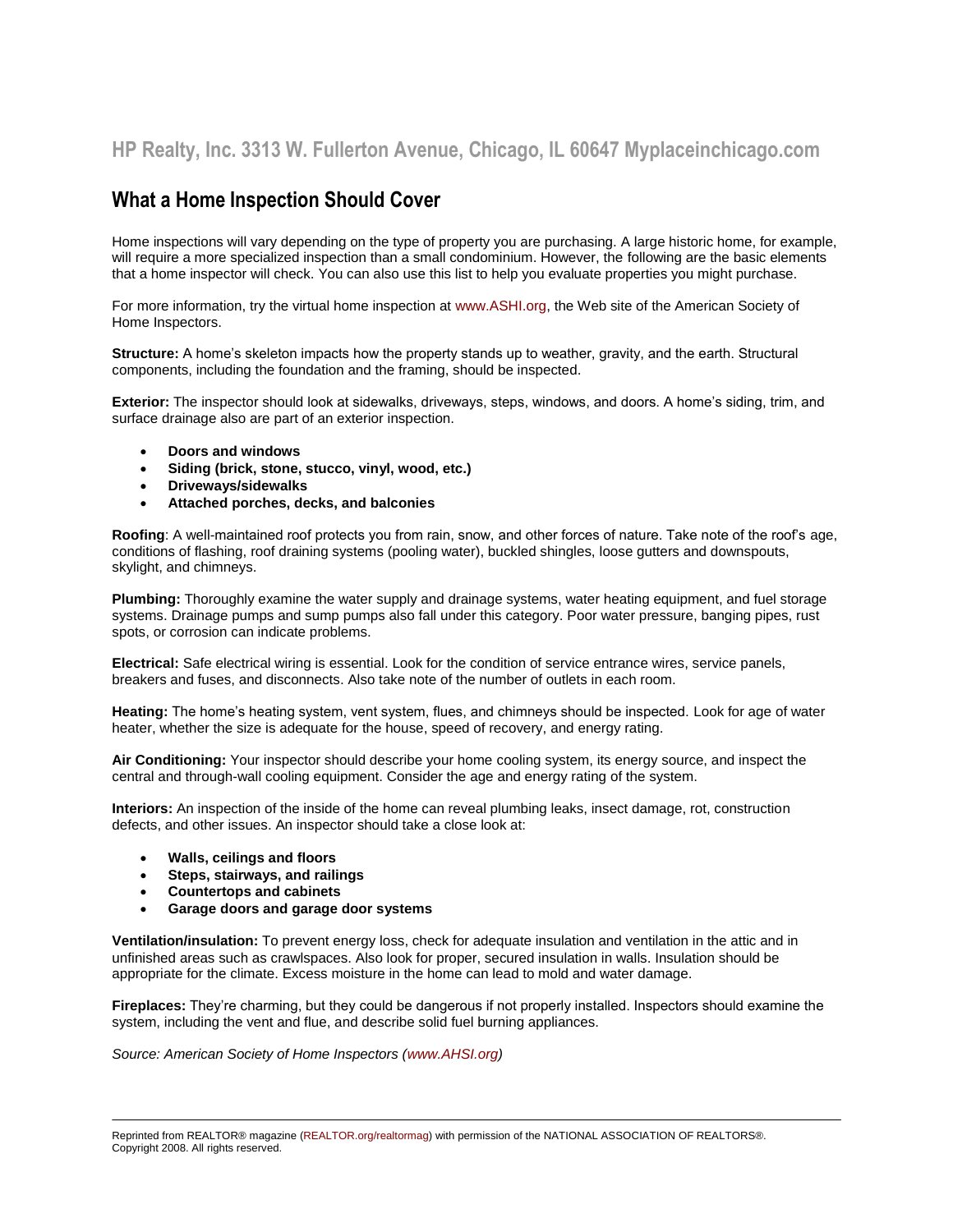HP Realty, Inc. 3313 W. Fullerton Avenue, Chicago, IL 60647 Myplaceinchicago.com

## What a Home Inspection Should Cover

Home inspections will vary depending on the type of property you are purchasing. A large historic home, for example, will require a more specialized inspection than a small condominium. However, the following are the basic elements that a home inspector will check. You can also use this list to help you evaluate properties you might purchase.

For more information, try the virtual home inspection at www.ASHI.org, the Web site of the American Society of Home Inspectors.

**Structure:** A home's skeleton impacts how the property stands up to weather, gravity, and the earth. Structural components, including the foundation and the framing, should be inspected.

**Exterior:** The inspector should look at sidewalks, driveways, steps, windows, and doors. A home's siding, trim, and surface drainage also are part of an exterior inspection.

- **Doors and windows**
- **Siding (brick, stone, stucco, vinyl, wood, etc.)**
- **Driveways/sidewalks**
- **Attached porches, decks, and balconies**

**Roofing**: A well-maintained roof protects you from rain, snow, and other forces of nature. Take note of the roof's age, conditions of flashing, roof draining systems (pooling water), buckled shingles, loose gutters and downspouts, skylight, and chimneys.

**Plumbing:** Thoroughly examine the water supply and drainage systems, water heating equipment, and fuel storage systems. Drainage pumps and sump pumps also fall under this category. Poor water pressure, banging pipes, rust spots, or corrosion can indicate problems.

**Electrical:** Safe electrical wiring is essential. Look for the condition of service entrance wires, service panels, breakers and fuses, and disconnects. Also take note of the number of outlets in each room.

**Heating:** The home's heating system, vent system, flues, and chimneys should be inspected. Look for age of water heater, whether the size is adequate for the house, speed of recovery, and energy rating.

**Air Conditioning:** Your inspector should describe your home cooling system, its energy source, and inspect the central and through-wall cooling equipment. Consider the age and energy rating of the system.

**Interiors:** An inspection of the inside of the home can reveal plumbing leaks, insect damage, rot, construction defects, and other issues. An inspector should take a close look at:

- **Walls, ceilings and floors**
- **Steps, stairways, and railings**
- **Countertops and cabinets**
- **Garage doors and garage door systems**

**Ventilation/insulation:** To prevent energy loss, check for adequate insulation and ventilation in the attic and in unfinished areas such as crawlspaces. Also look for proper, secured insulation in walls. Insulation should be appropriate for the climate. Excess moisture in the home can lead to mold and water damage.

**Fireplaces:** They're charming, but they could be dangerous if not properly installed. Inspectors should examine the system, including the vent and flue, and describe solid fuel burning appliances.

*Source: American Society of Home Inspectors (www.AHSI.org)*

---

Reprinted from REALTOR® magazine (REALTOR.org/realtormag) with permission of the NATIONAL ASSOCIATION OF REALTORS®. Copyright 2008. All rights reserved.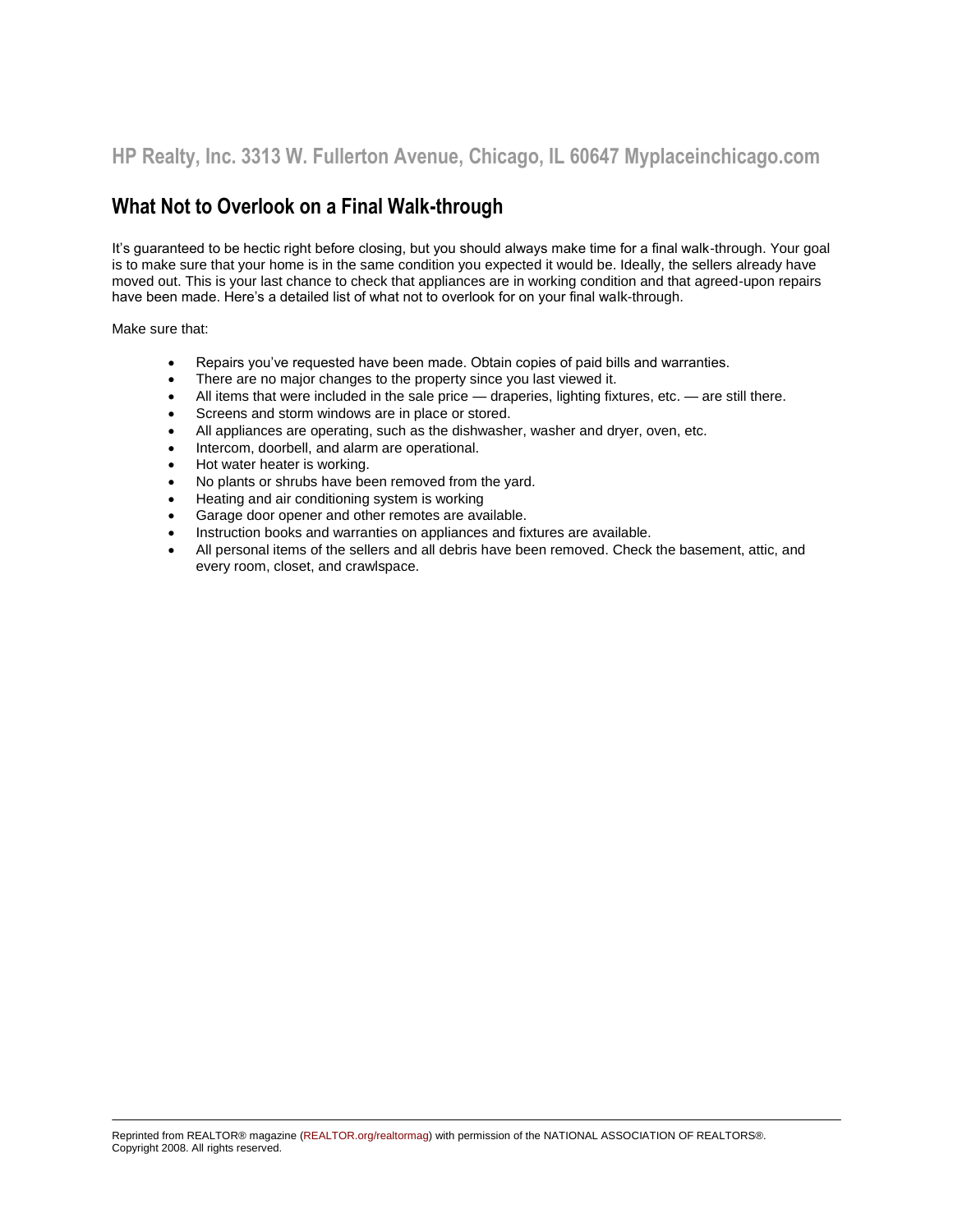HP Realty, Inc. 3313 W. Fullerton Avenue, Chicago, IL 60647 Myplaceinchicago.com

## What Not to Overlook on a Final Walk-through

It's guaranteed to be hectic right before closing, but you should always make time for a final walk-through. Your goal is to make sure that your home is in the same condition you expected it would be. Ideally, the sellers already have moved out. This is your last chance to check that appliances are in working condition and that agreed-upon repairs have been made. Here's a detailed list of what not to overlook for on your final walk-through.

Make sure that:

- Repairs you've requested have been made. Obtain copies of paid bills and warranties.
- There are no major changes to the property since you last viewed it.
- All items that were included in the sale price — draperies, lighting fixtures, etc. — are still there.
- Screens and storm windows are in place or stored.
- All appliances are operating, such as the dishwasher, washer and dryer, oven, etc.
- Intercom, doorbell, and alarm are operational.
- Hot water heater is working.
- No plants or shrubs have been removed from the yard.
- Heating and air conditioning system is working
- Garage door opener and other remotes are available.
- Instruction books and warranties on appliances and fixtures are available.
- All personal items of the sellers and all debris have been removed. Check the basement, attic, and every room, closet, and crawlspace.

Reprinted from REALTOR® magazine (REALTOR.org/realtormag) with permission of the NATIONAL ASSOCIATION OF REALTORS®. Copyright 2008. All rights reserved.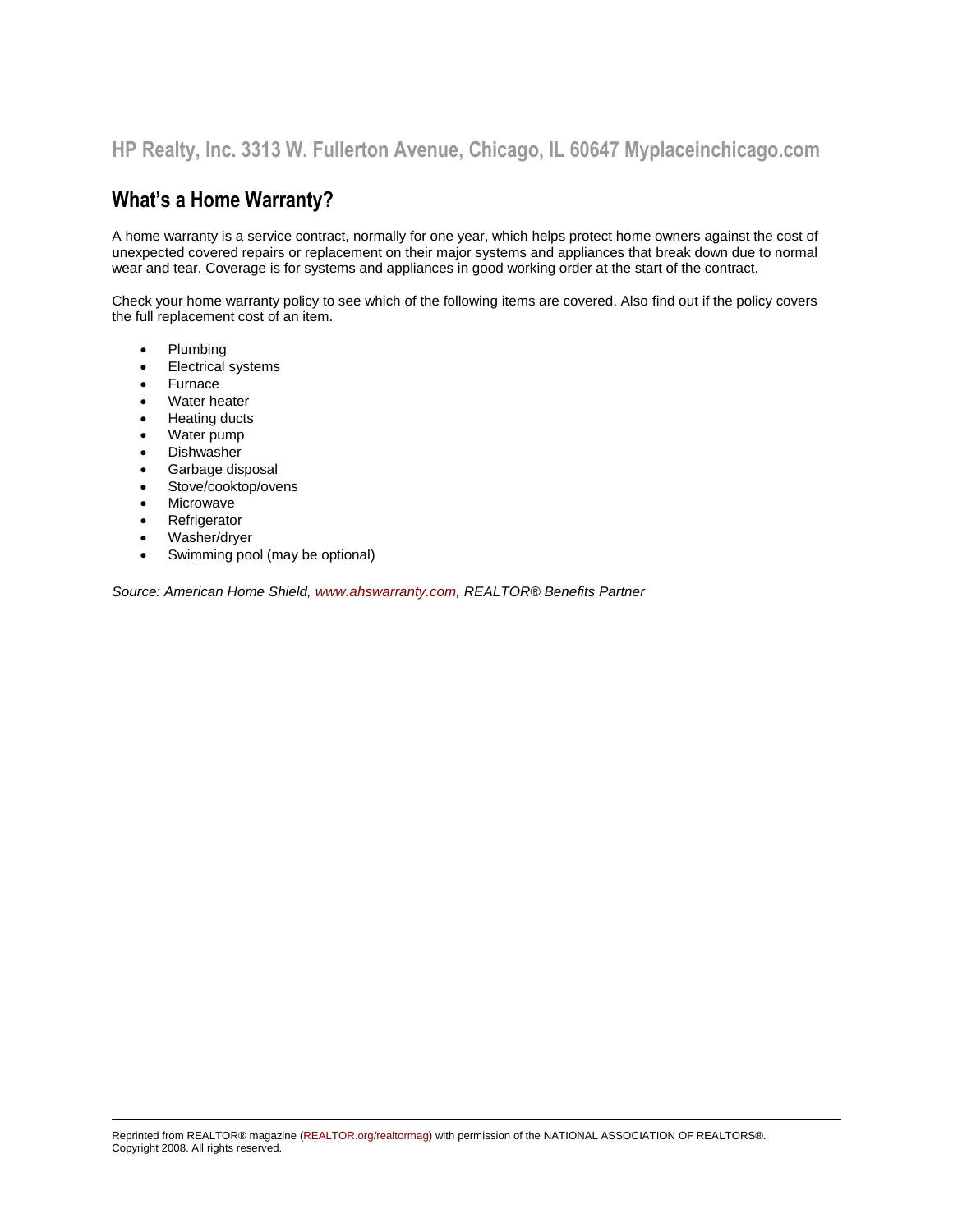HP Realty, Inc. 3313 W. Fullerton Avenue, Chicago, IL 60647 Myplaceinchicago.com

## What's a Home Warranty?

A home warranty is a service contract, normally for one year, which helps protect home owners against the cost of unexpected covered repairs or replacement on their major systems and appliances that break down due to normal wear and tear. Coverage is for systems and appliances in good working order at the start of the contract.

Check your home warranty policy to see which of the following items are covered. Also find out if the policy covers the full replacement cost of an item.

- Plumbing
- Electrical systems
- Furnace
- Water heater
- Heating ducts
- Water pump
- Dishwasher
- Garbage disposal
- Stove/cooktop/ovens
- Microwave
- Refrigerator
- Washer/dryer
- Swimming pool (may be optional)

*Source: American Home Shield, www.ahswarranty.com, REALTOR® Benefits Partner*

Reprinted from REALTOR® magazine (REALTOR.org/realtormag) with permission of the NATIONAL ASSOCIATION OF REALTORS®. Copyright 2008. All rights reserved.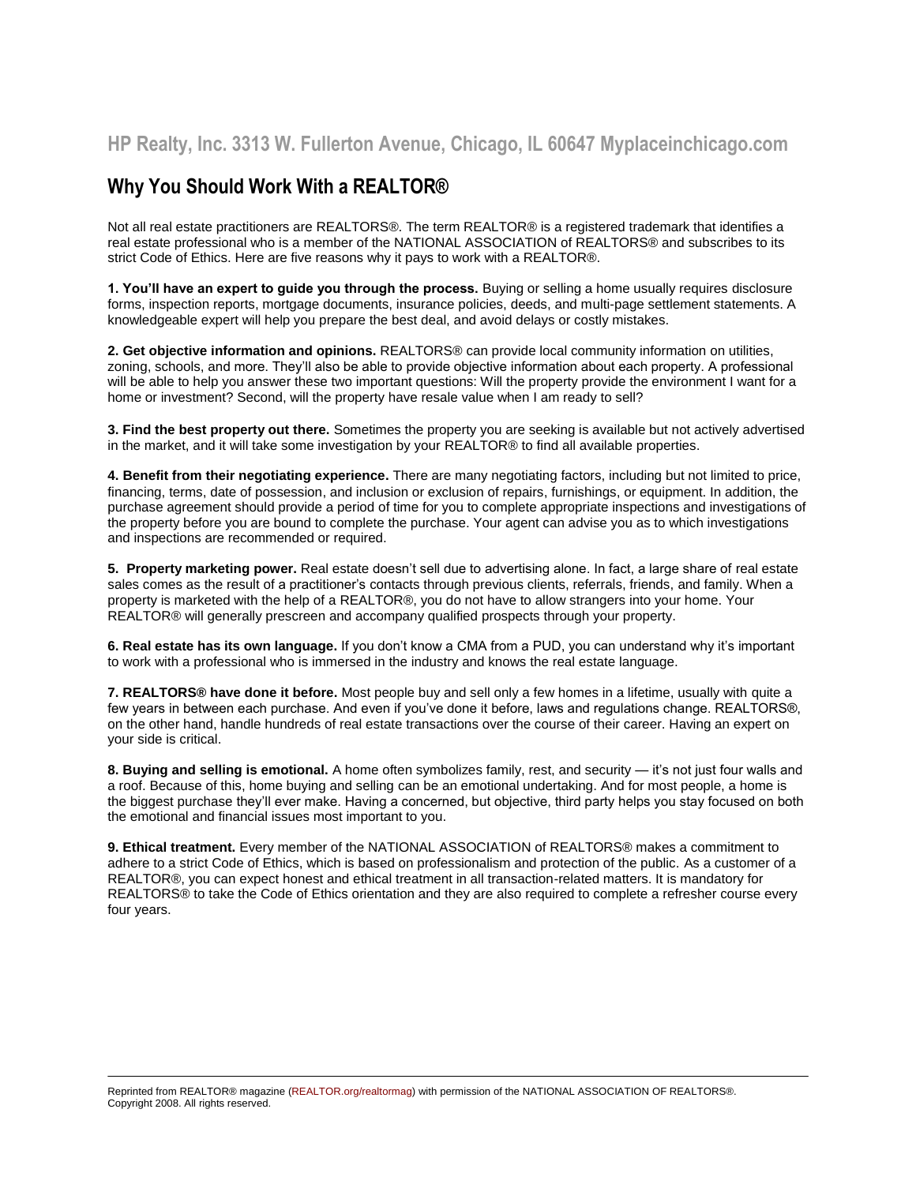HP Realty, Inc. 3313 W. Fullerton Avenue, Chicago, IL 60647 Myplaceinchicago.com

## Why You Should Work With a REALTOR®

Not all real estate practitioners are REALTORS®. The term REALTOR® is a registered trademark that identifies a real estate professional who is a member of the NATIONAL ASSOCIATION of REALTORS® and subscribes to its strict Code of Ethics. Here are five reasons why it pays to work with a REALTOR®.

**1. You'll have an expert to guide you through the process.** Buying or selling a home usually requires disclosure forms, inspection reports, mortgage documents, insurance policies, deeds, and multi-page settlement statements. A knowledgeable expert will help you prepare the best deal, and avoid delays or costly mistakes.

**2. Get objective information and opinions.** REALTORS® can provide local community information on utilities, zoning, schools, and more. They'll also be able to provide objective information about each property. A professional will be able to help you answer these two important questions: Will the property provide the environment I want for a home or investment? Second, will the property have resale value when I am ready to sell?

**3. Find the best property out there.** Sometimes the property you are seeking is available but not actively advertised in the market, and it will take some investigation by your REALTOR® to find all available properties.

**4. Benefit from their negotiating experience.** There are many negotiating factors, including but not limited to price, financing, terms, date of possession, and inclusion or exclusion of repairs, furnishings, or equipment. In addition, the purchase agreement should provide a period of time for you to complete appropriate inspections and investigations of the property before you are bound to complete the purchase. Your agent can advise you as to which investigations and inspections are recommended or required.

**5. Property marketing power.** Real estate doesn't sell due to advertising alone. In fact, a large share of real estate sales comes as the result of a practitioner's contacts through previous clients, referrals, friends, and family. When a property is marketed with the help of a REALTOR®, you do not have to allow strangers into your home. Your REALTOR® will generally prescreen and accompany qualified prospects through your property.

**6. Real estate has its own language.** If you don't know a CMA from a PUD, you can understand why it's important to work with a professional who is immersed in the industry and knows the real estate language.

**7. REALTORS® have done it before.** Most people buy and sell only a few homes in a lifetime, usually with quite a few years in between each purchase. And even if you've done it before, laws and regulations change. REALTORS®, on the other hand, handle hundreds of real estate transactions over the course of their career. Having an expert on your side is critical.

**8. Buying and selling is emotional.** A home often symbolizes family, rest, and security — it's not just four walls and a roof. Because of this, home buying and selling can be an emotional undertaking. And for most people, a home is the biggest purchase they'll ever make. Having a concerned, but objective, third party helps you stay focused on both the emotional and financial issues most important to you.

**9. Ethical treatment.** Every member of the NATIONAL ASSOCIATION of REALTORS® makes a commitment to adhere to a strict Code of Ethics, which is based on professionalism and protection of the public. As a customer of a REALTOR®, you can expect honest and ethical treatment in all transaction-related matters. It is mandatory for REALTORS® to take the Code of Ethics orientation and they are also required to complete a refresher course every four years.

---

Reprinted from REALTOR® magazine (REALTOR.org/realtormag) with permission of the NATIONAL ASSOCIATION OF REALTORS®. Copyright 2008. All rights reserved.